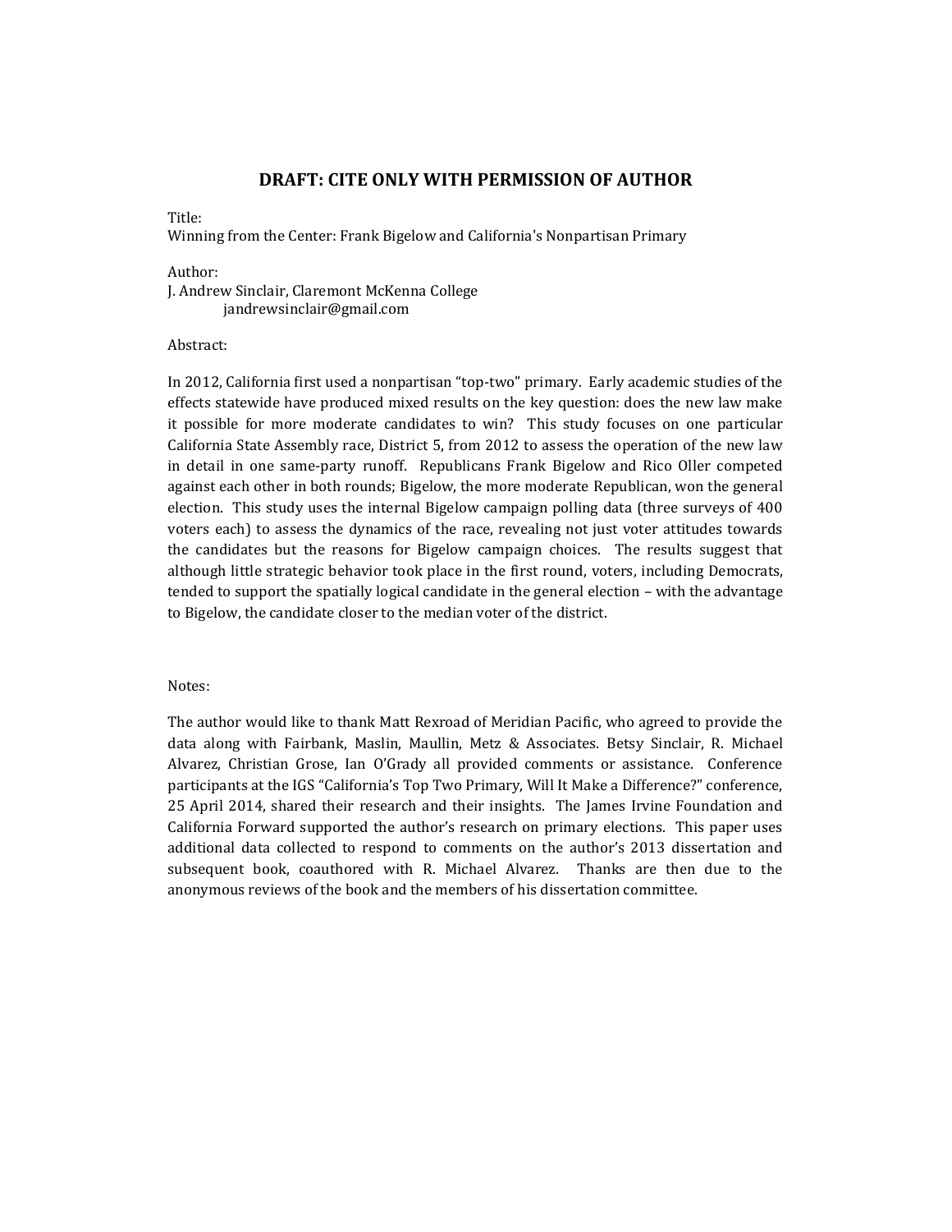**DRAFT: CITE ONLY WITH PERMISSION OF AUTHOR**

Title:
Winning from the Center: Frank Bigelow and California's Nonpartisan Primary

Author:
J. Andrew Sinclair, Claremont McKenna College
jandrewsinclair@gmail.com

Abstract:

In 2012, California first used a nonpartisan "top-two" primary. Early academic studies of the effects statewide have produced mixed results on the key question: does the new law make it possible for more moderate candidates to win? This study focuses on one particular California State Assembly race, District 5, from 2012 to assess the operation of the new law in detail in one same-party runoff. Republicans Frank Bigelow and Rico Oller competed against each other in both rounds; Bigelow, the more moderate Republican, won the general election. This study uses the internal Bigelow campaign polling data (three surveys of 400 voters each) to assess the dynamics of the race, revealing not just voter attitudes towards the candidates but the reasons for Bigelow campaign choices. The results suggest that although little strategic behavior took place in the first round, voters, including Democrats, tended to support the spatially logical candidate in the general election – with the advantage to Bigelow, the candidate closer to the median voter of the district.

Notes:

The author would like to thank Matt Rexroad of Meridian Pacific, who agreed to provide the data along with Fairbank, Maslin, Maullin, Metz & Associates. Betsy Sinclair, R. Michael Alvarez, Christian Grose, Ian O'Grady all provided comments or assistance. Conference participants at the IGS "California's Top Two Primary, Will It Make a Difference?" conference, 25 April 2014, shared their research and their insights. The James Irvine Foundation and California Forward supported the author's research on primary elections. This paper uses additional data collected to respond to comments on the author's 2013 dissertation and subsequent book, coauthored with R. Michael Alvarez. Thanks are then due to the anonymous reviews of the book and the members of his dissertation committee.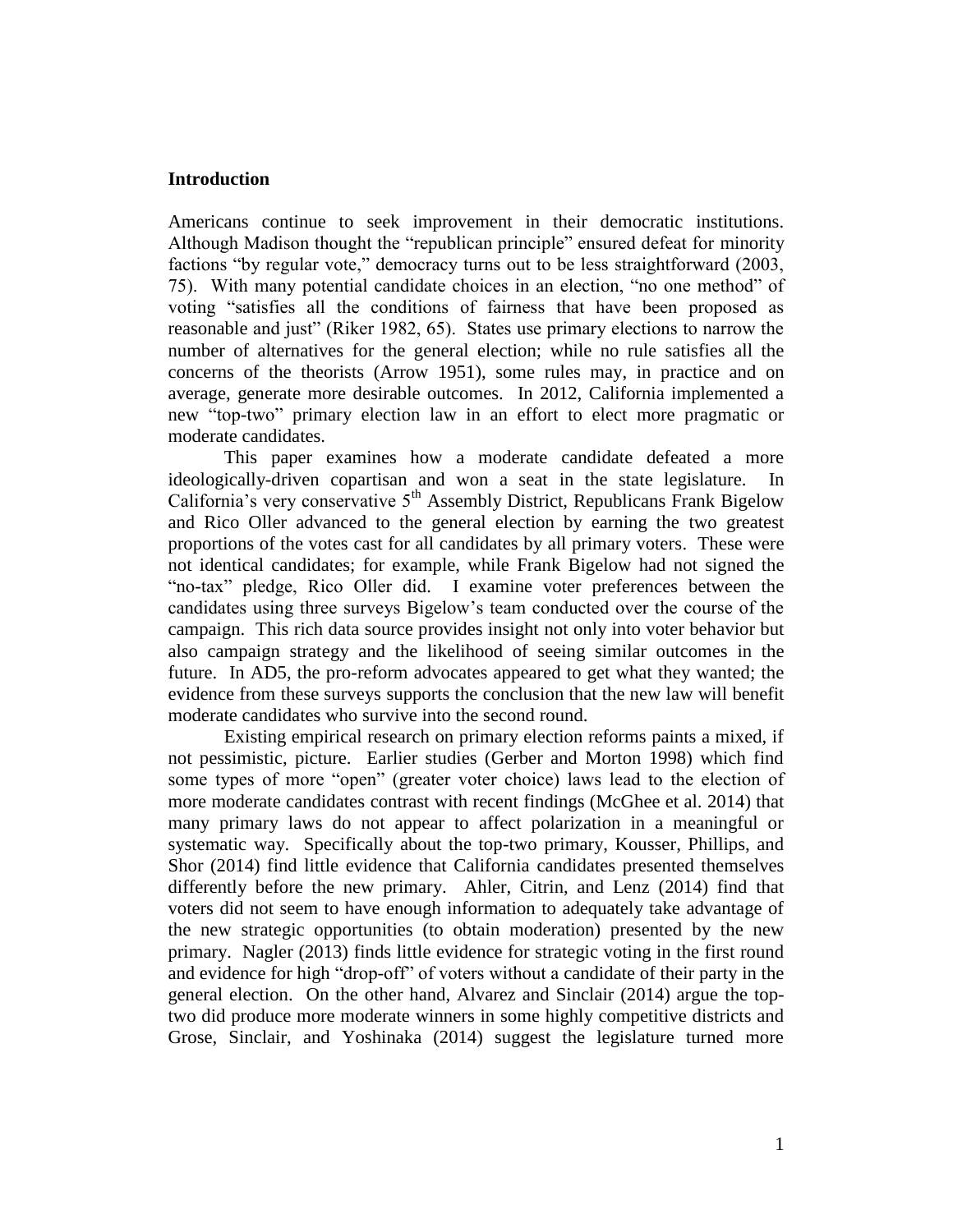## Introduction

Americans continue to seek improvement in their democratic institutions. Although Madison thought the "republican principle" ensured defeat for minority factions "by regular vote," democracy turns out to be less straightforward (2003, 75). With many potential candidate choices in an election, "no one method" of voting "satisfies all the conditions of fairness that have been proposed as reasonable and just" (Riker 1982, 65). States use primary elections to narrow the number of alternatives for the general election; while no rule satisfies all the concerns of the theorists (Arrow 1951), some rules may, in practice and on average, generate more desirable outcomes. In 2012, California implemented a new "top-two" primary election law in an effort to elect more pragmatic or moderate candidates.

This paper examines how a moderate candidate defeated a more ideologically-driven copartisan and won a seat in the state legislature. In California's very conservative 5th Assembly District, Republicans Frank Bigelow and Rico Oller advanced to the general election by earning the two greatest proportions of the votes cast for all candidates by all primary voters. These were not identical candidates; for example, while Frank Bigelow had not signed the "no-tax" pledge, Rico Oller did. I examine voter preferences between the candidates using three surveys Bigelow's team conducted over the course of the campaign. This rich data source provides insight not only into voter behavior but also campaign strategy and the likelihood of seeing similar outcomes in the future. In AD5, the pro-reform advocates appeared to get what they wanted; the evidence from these surveys supports the conclusion that the new law will benefit moderate candidates who survive into the second round.

Existing empirical research on primary election reforms paints a mixed, if not pessimistic, picture. Earlier studies (Gerber and Morton 1998) which find some types of more "open" (greater voter choice) laws lead to the election of more moderate candidates contrast with recent findings (McGhee et al. 2014) that many primary laws do not appear to affect polarization in a meaningful or systematic way. Specifically about the top-two primary, Kousser, Phillips, and Shor (2014) find little evidence that California candidates presented themselves differently before the new primary. Ahler, Citrin, and Lenz (2014) find that voters did not seem to have enough information to adequately take advantage of the new strategic opportunities (to obtain moderation) presented by the new primary. Nagler (2013) finds little evidence for strategic voting in the first round and evidence for high "drop-off" of voters without a candidate of their party in the general election. On the other hand, Alvarez and Sinclair (2014) argue the top-two did produce more moderate winners in some highly competitive districts and Grose, Sinclair, and Yoshinaka (2014) suggest the legislature turned more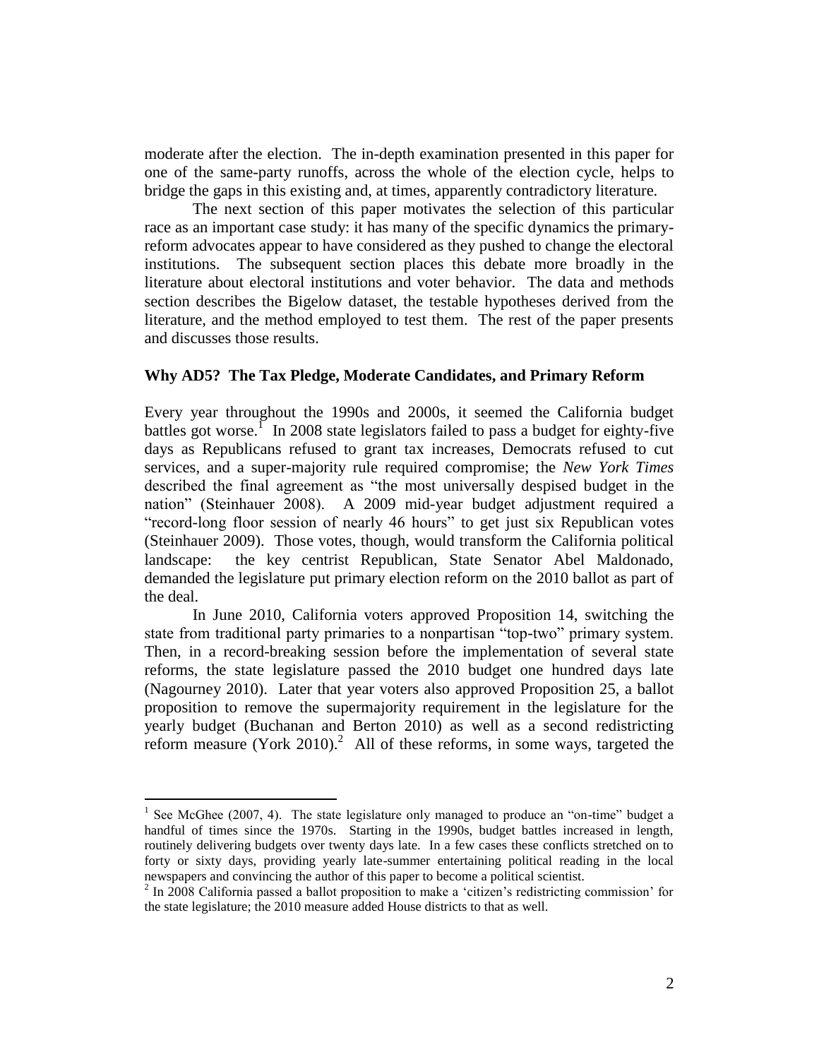moderate after the election. The in-depth examination presented in this paper for one of the same-party runoffs, across the whole of the election cycle, helps to bridge the gaps in this existing and, at times, apparently contradictory literature.

The next section of this paper motivates the selection of this particular race as an important case study: it has many of the specific dynamics the primary-reform advocates appear to have considered as they pushed to change the electoral institutions. The subsequent section places this debate more broadly in the literature about electoral institutions and voter behavior. The data and methods section describes the Bigelow dataset, the testable hypotheses derived from the literature, and the method employed to test them. The rest of the paper presents and discusses those results.

## Why AD5? The Tax Pledge, Moderate Candidates, and Primary Reform

Every year throughout the 1990s and 2000s, it seemed the California budget battles got worse.[1] In 2008 state legislators failed to pass a budget for eighty-five days as Republicans refused to grant tax increases, Democrats refused to cut services, and a super-majority rule required compromise; the *New York Times* described the final agreement as "the most universally despised budget in the nation" (Steinhauer 2008). A 2009 mid-year budget adjustment required a "record-long floor session of nearly 46 hours" to get just six Republican votes (Steinhauer 2009). Those votes, though, would transform the California political landscape: the key centrist Republican, State Senator Abel Maldonado, demanded the legislature put primary election reform on the 2010 ballot as part of the deal.

In June 2010, California voters approved Proposition 14, switching the state from traditional party primaries to a nonpartisan "top-two" primary system. Then, in a record-breaking session before the implementation of several state reforms, the state legislature passed the 2010 budget one hundred days late (Nagourney 2010). Later that year voters also approved Proposition 25, a ballot proposition to remove the supermajority requirement in the legislature for the yearly budget (Buchanan and Berton 2010) as well as a second redistricting reform measure (York 2010).[2] All of these reforms, in some ways, targeted the

---

[1] See McGhee (2007, 4). The state legislature only managed to produce an "on-time" budget a handful of times since the 1970s. Starting in the 1990s, budget battles increased in length, routinely delivering budgets over twenty days late. In a few cases these conflicts stretched on to forty or sixty days, providing yearly late-summer entertaining political reading in the local newspapers and convincing the author of this paper to become a political scientist.

[2] In 2008 California passed a ballot proposition to make a 'citizen's redistricting commission' for the state legislature; the 2010 measure added House districts to that as well.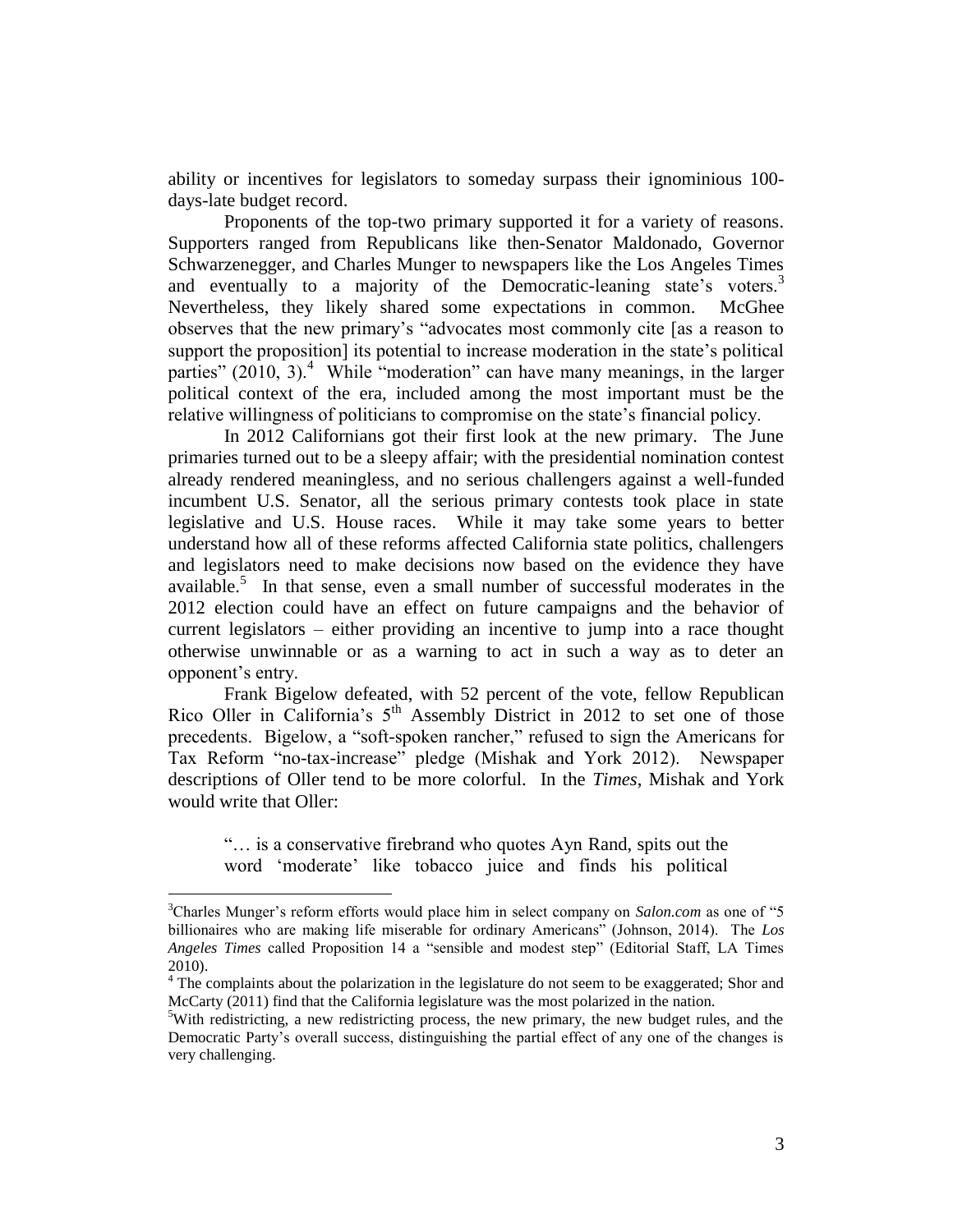ability or incentives for legislators to someday surpass their ignominious 100-days-late budget record.

Proponents of the top-two primary supported it for a variety of reasons. Supporters ranged from Republicans like then-Senator Maldonado, Governor Schwarzenegger, and Charles Munger to newspapers like the Los Angeles Times and eventually to a majority of the Democratic-leaning state's voters.[3] Nevertheless, they likely shared some expectations in common. McGhee observes that the new primary's "advocates most commonly cite [as a reason to support the proposition] its potential to increase moderation in the state's political parties" (2010, 3).[4] While "moderation" can have many meanings, in the larger political context of the era, included among the most important must be the relative willingness of politicians to compromise on the state's financial policy.

In 2012 Californians got their first look at the new primary. The June primaries turned out to be a sleepy affair; with the presidential nomination contest already rendered meaningless, and no serious challengers against a well-funded incumbent U.S. Senator, all the serious primary contests took place in state legislative and U.S. House races. While it may take some years to better understand how all of these reforms affected California state politics, challengers and legislators need to make decisions now based on the evidence they have available.[5] In that sense, even a small number of successful moderates in the 2012 election could have an effect on future campaigns and the behavior of current legislators – either providing an incentive to jump into a race thought otherwise unwinnable or as a warning to act in such a way as to deter an opponent's entry.

Frank Bigelow defeated, with 52 percent of the vote, fellow Republican Rico Oller in California's 5th Assembly District in 2012 to set one of those precedents. Bigelow, a "soft-spoken rancher," refused to sign the Americans for Tax Reform "no-tax-increase" pledge (Mishak and York 2012). Newspaper descriptions of Oller tend to be more colorful. In the *Times*, Mishak and York would write that Oller:

> "… is a conservative firebrand who quotes Ayn Rand, spits out the word 'moderate' like tobacco juice and finds his political

---

[3]Charles Munger's reform efforts would place him in select company on *Salon.com* as one of "5 billionaires who are making life miserable for ordinary Americans" (Johnson, 2014). The *Los Angeles Times* called Proposition 14 a "sensible and modest step" (Editorial Staff, LA Times 2010).

[4] The complaints about the polarization in the legislature do not seem to be exaggerated; Shor and McCarty (2011) find that the California legislature was the most polarized in the nation.

[5]With redistricting, a new redistricting process, the new primary, the new budget rules, and the Democratic Party's overall success, distinguishing the partial effect of any one of the changes is very challenging.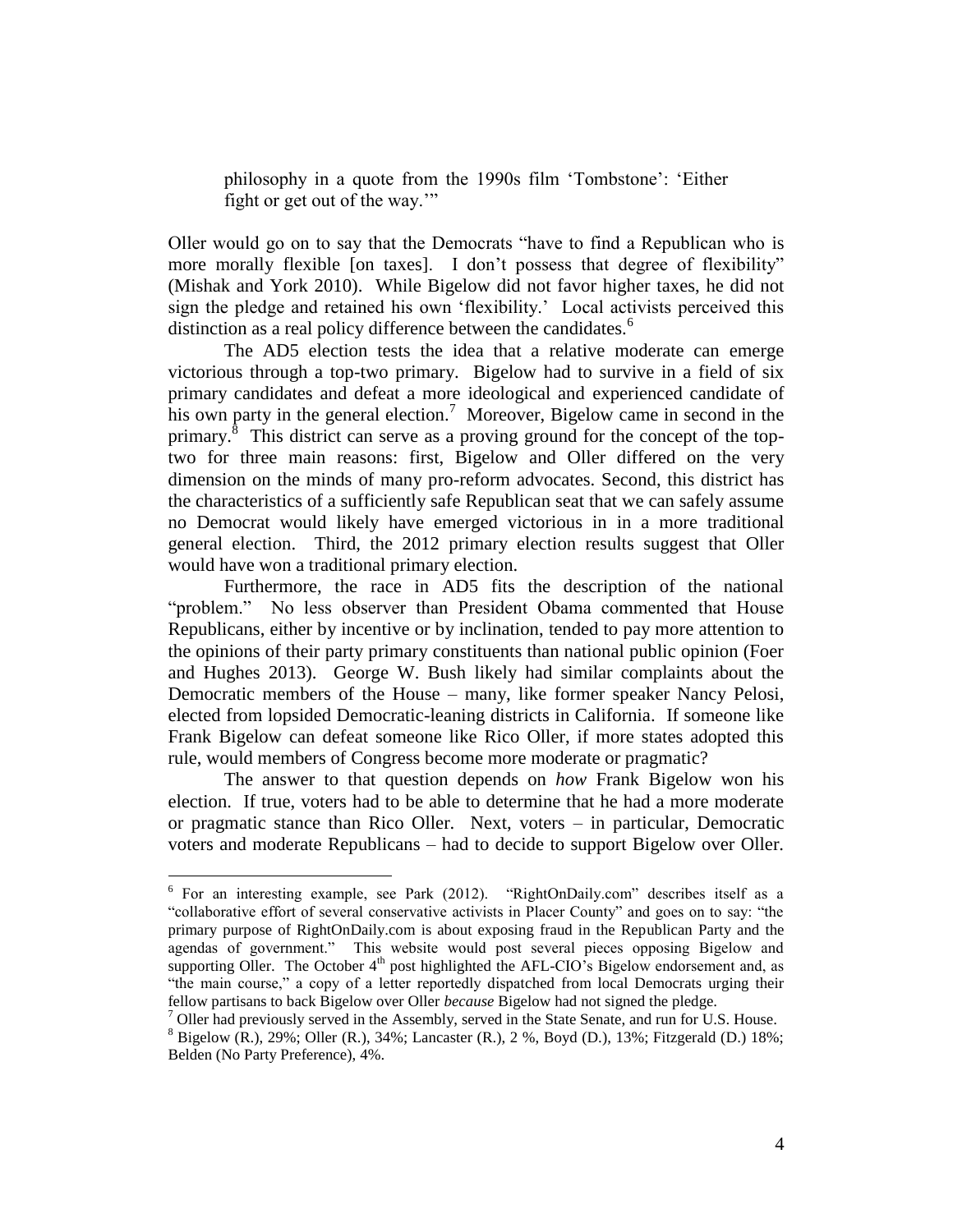> philosophy in a quote from the 1990s film 'Tombstone': 'Either fight or get out of the way.'"

Oller would go on to say that the Democrats "have to find a Republican who is more morally flexible [on taxes]. I don't possess that degree of flexibility" (Mishak and York 2010). While Bigelow did not favor higher taxes, he did not sign the pledge and retained his own 'flexibility.' Local activists perceived this distinction as a real policy difference between the candidates.[6]

The AD5 election tests the idea that a relative moderate can emerge victorious through a top-two primary. Bigelow had to survive in a field of six primary candidates and defeat a more ideological and experienced candidate of his own party in the general election.[7] Moreover, Bigelow came in second in the primary.[8] This district can serve as a proving ground for the concept of the top-two for three main reasons: first, Bigelow and Oller differed on the very dimension on the minds of many pro-reform advocates. Second, this district has the characteristics of a sufficiently safe Republican seat that we can safely assume no Democrat would likely have emerged victorious in in a more traditional general election. Third, the 2012 primary election results suggest that Oller would have won a traditional primary election.

Furthermore, the race in AD5 fits the description of the national "problem." No less observer than President Obama commented that House Republicans, either by incentive or by inclination, tended to pay more attention to the opinions of their party primary constituents than national public opinion (Foer and Hughes 2013). George W. Bush likely had similar complaints about the Democratic members of the House – many, like former speaker Nancy Pelosi, elected from lopsided Democratic-leaning districts in California. If someone like Frank Bigelow can defeat someone like Rico Oller, if more states adopted this rule, would members of Congress become more moderate or pragmatic?

The answer to that question depends on *how* Frank Bigelow won his election. If true, voters had to be able to determine that he had a more moderate or pragmatic stance than Rico Oller. Next, voters – in particular, Democratic voters and moderate Republicans – had to decide to support Bigelow over Oller.

---

[6] For an interesting example, see Park (2012). "RightOnDaily.com" describes itself as a "collaborative effort of several conservative activists in Placer County" and goes on to say: "the primary purpose of RightOnDaily.com is about exposing fraud in the Republican Party and the agendas of government." This website would post several pieces opposing Bigelow and supporting Oller. The October 4th post highlighted the AFL-CIO's Bigelow endorsement and, as "the main course," a copy of a letter reportedly dispatched from local Democrats urging their fellow partisans to back Bigelow over Oller *because* Bigelow had not signed the pledge.

[7] Oller had previously served in the Assembly, served in the State Senate, and run for U.S. House.

[8] Bigelow (R.), 29%; Oller (R.), 34%; Lancaster (R.), 2 %, Boyd (D.), 13%; Fitzgerald (D.) 18%; Belden (No Party Preference), 4%.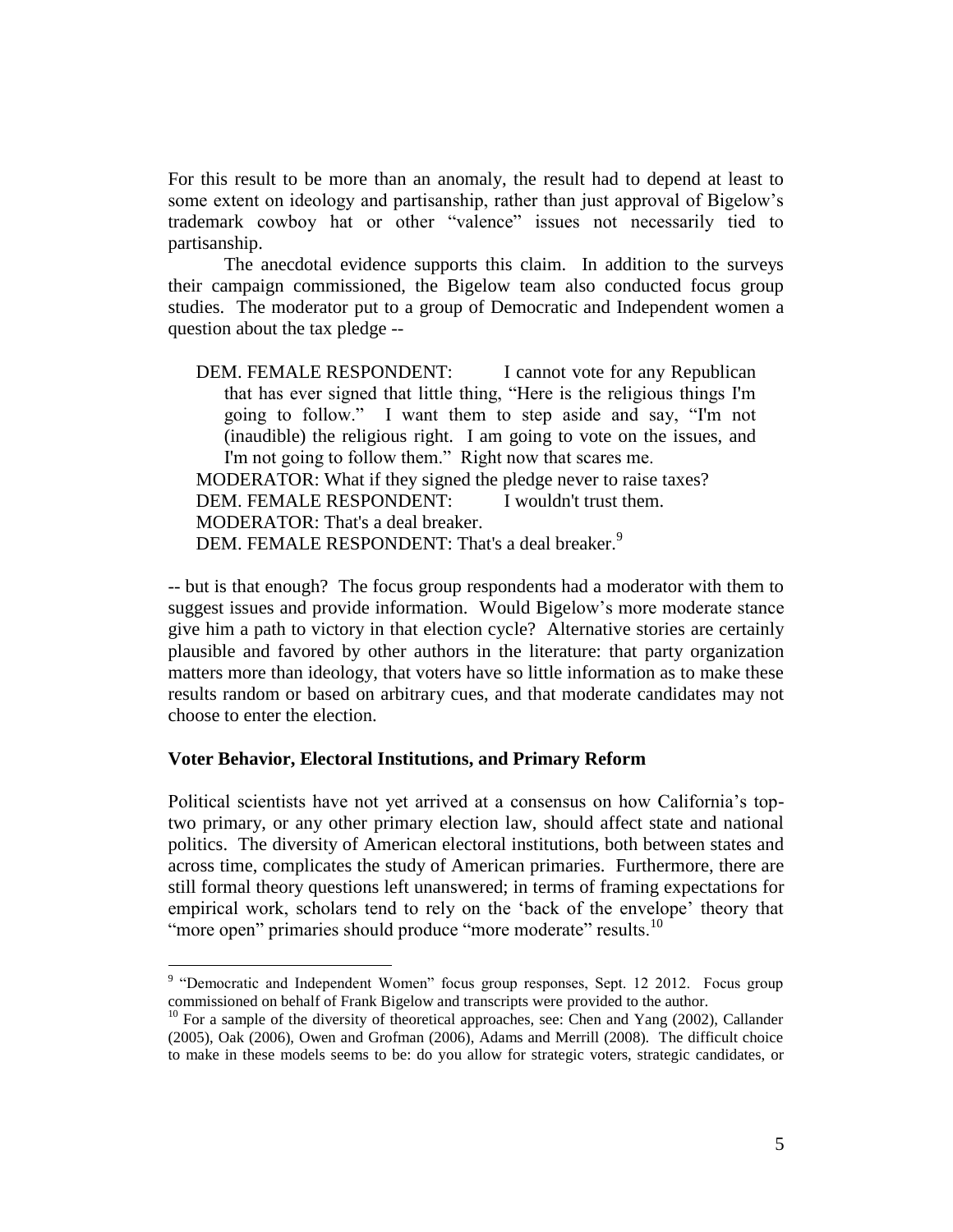For this result to be more than an anomaly, the result had to depend at least to some extent on ideology and partisanship, rather than just approval of Bigelow's trademark cowboy hat or other "valence" issues not necessarily tied to partisanship.

The anecdotal evidence supports this claim. In addition to the surveys their campaign commissioned, the Bigelow team also conducted focus group studies. The moderator put to a group of Democratic and Independent women a question about the tax pledge --

> DEM. FEMALE RESPONDENT: I cannot vote for any Republican that has ever signed that little thing, "Here is the religious things I'm going to follow." I want them to step aside and say, "I'm not (inaudible) the religious right. I am going to vote on the issues, and I'm not going to follow them." Right now that scares me.
>
> MODERATOR: What if they signed the pledge never to raise taxes?
>
> DEM. FEMALE RESPONDENT: I wouldn't trust them.
>
> MODERATOR: That's a deal breaker.
>
> DEM. FEMALE RESPONDENT: That's a deal breaker.[9]

-- but is that enough? The focus group respondents had a moderator with them to suggest issues and provide information. Would Bigelow's more moderate stance give him a path to victory in that election cycle? Alternative stories are certainly plausible and favored by other authors in the literature: that party organization matters more than ideology, that voters have so little information as to make these results random or based on arbitrary cues, and that moderate candidates may not choose to enter the election.

**Voter Behavior, Electoral Institutions, and Primary Reform**

Political scientists have not yet arrived at a consensus on how California's top-two primary, or any other primary election law, should affect state and national politics. The diversity of American electoral institutions, both between states and across time, complicates the study of American primaries. Furthermore, there are still formal theory questions left unanswered; in terms of framing expectations for empirical work, scholars tend to rely on the 'back of the envelope' theory that "more open" primaries should produce "more moderate" results.[10]

---

[9] "Democratic and Independent Women" focus group responses, Sept. 12 2012. Focus group commissioned on behalf of Frank Bigelow and transcripts were provided to the author.

[10] For a sample of the diversity of theoretical approaches, see: Chen and Yang (2002), Callander (2005), Oak (2006), Owen and Grofman (2006), Adams and Merrill (2008). The difficult choice to make in these models seems to be: do you allow for strategic voters, strategic candidates, or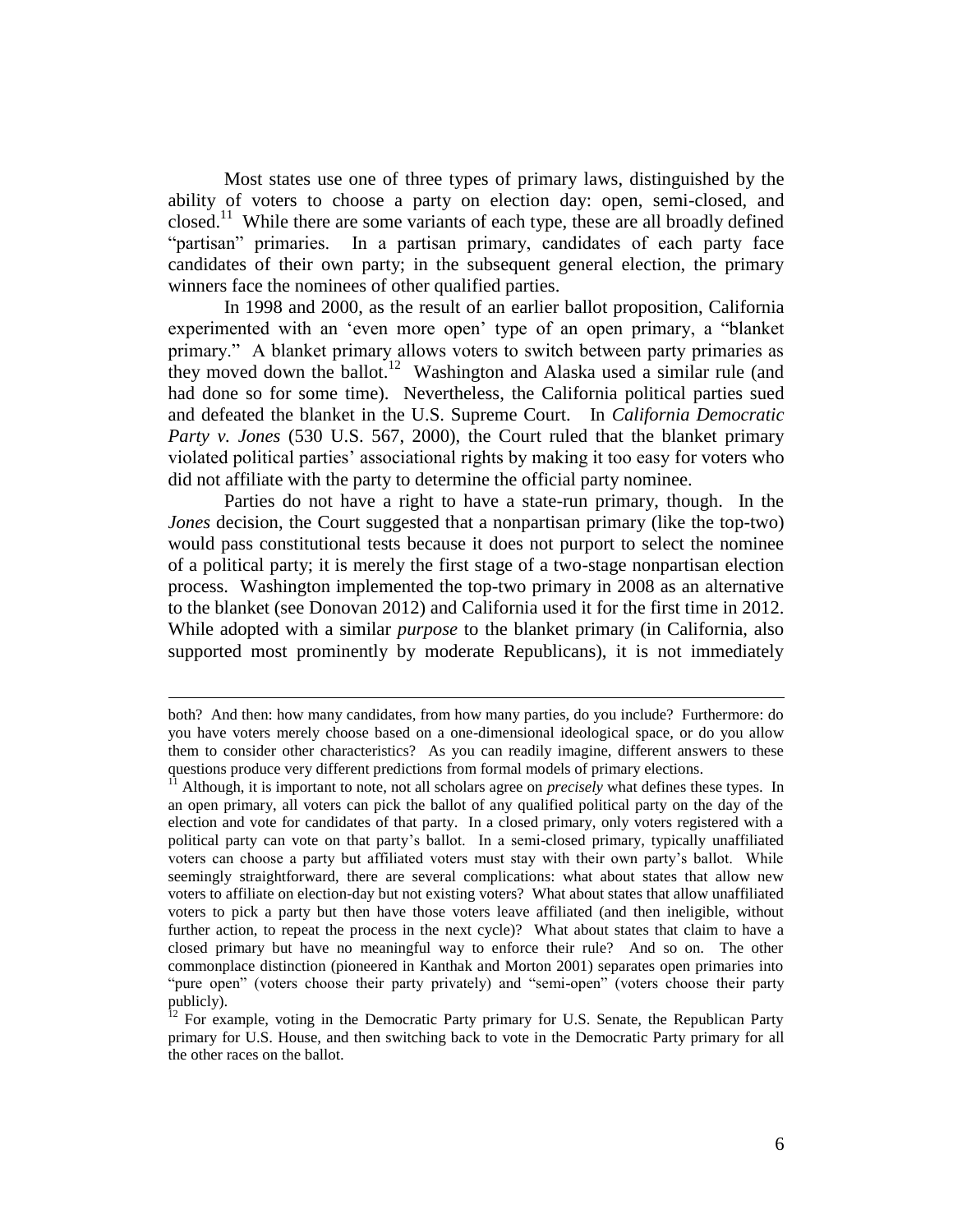Most states use one of three types of primary laws, distinguished by the ability of voters to choose a party on election day: open, semi-closed, and closed.[11] While there are some variants of each type, these are all broadly defined "partisan" primaries. In a partisan primary, candidates of each party face candidates of their own party; in the subsequent general election, the primary winners face the nominees of other qualified parties.

In 1998 and 2000, as the result of an earlier ballot proposition, California experimented with an 'even more open' type of an open primary, a "blanket primary." A blanket primary allows voters to switch between party primaries as they moved down the ballot.[12] Washington and Alaska used a similar rule (and had done so for some time). Nevertheless, the California political parties sued and defeated the blanket in the U.S. Supreme Court. In *California Democratic Party v. Jones* (530 U.S. 567, 2000), the Court ruled that the blanket primary violated political parties' associational rights by making it too easy for voters who did not affiliate with the party to determine the official party nominee.

Parties do not have a right to have a state-run primary, though. In the *Jones* decision, the Court suggested that a nonpartisan primary (like the top-two) would pass constitutional tests because it does not purport to select the nominee of a political party; it is merely the first stage of a two-stage nonpartisan election process. Washington implemented the top-two primary in 2008 as an alternative to the blanket (see Donovan 2012) and California used it for the first time in 2012. While adopted with a similar *purpose* to the blanket primary (in California, also supported most prominently by moderate Republicans), it is not immediately

---

both? And then: how many candidates, from how many parties, do you include? Furthermore: do you have voters merely choose based on a one-dimensional ideological space, or do you allow them to consider other characteristics? As you can readily imagine, different answers to these questions produce very different predictions from formal models of primary elections.

[11] Although, it is important to note, not all scholars agree on *precisely* what defines these types. In an open primary, all voters can pick the ballot of any qualified political party on the day of the election and vote for candidates of that party. In a closed primary, only voters registered with a political party can vote on that party's ballot. In a semi-closed primary, typically unaffiliated voters can choose a party but affiliated voters must stay with their own party's ballot. While seemingly straightforward, there are several complications: what about states that allow new voters to affiliate on election-day but not existing voters? What about states that allow unaffiliated voters to pick a party but then have those voters leave affiliated (and then ineligible, without further action, to repeat the process in the next cycle)? What about states that claim to have a closed primary but have no meaningful way to enforce their rule? And so on. The other commonplace distinction (pioneered in Kanthak and Morton 2001) separates open primaries into "pure open" (voters choose their party privately) and "semi-open" (voters choose their party publicly).

[12] For example, voting in the Democratic Party primary for U.S. Senate, the Republican Party primary for U.S. House, and then switching back to vote in the Democratic Party primary for all the other races on the ballot.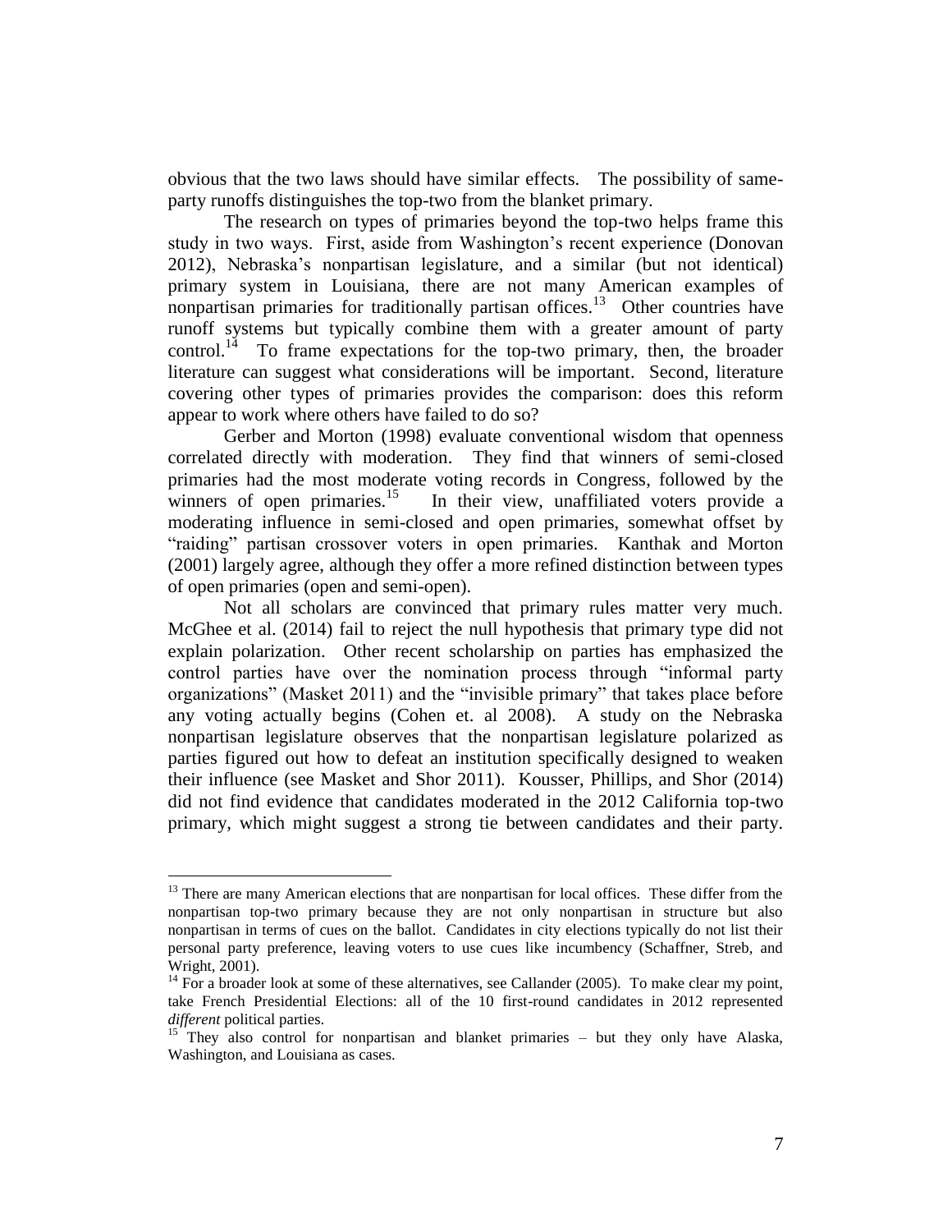obvious that the two laws should have similar effects. The possibility of same-party runoffs distinguishes the top-two from the blanket primary.

The research on types of primaries beyond the top-two helps frame this study in two ways. First, aside from Washington's recent experience (Donovan 2012), Nebraska's nonpartisan legislature, and a similar (but not identical) primary system in Louisiana, there are not many American examples of nonpartisan primaries for traditionally partisan offices.[13] Other countries have runoff systems but typically combine them with a greater amount of party control.[14] To frame expectations for the top-two primary, then, the broader literature can suggest what considerations will be important. Second, literature covering other types of primaries provides the comparison: does this reform appear to work where others have failed to do so?

Gerber and Morton (1998) evaluate conventional wisdom that openness correlated directly with moderation. They find that winners of semi-closed primaries had the most moderate voting records in Congress, followed by the winners of open primaries.[15] In their view, unaffiliated voters provide a moderating influence in semi-closed and open primaries, somewhat offset by "raiding" partisan crossover voters in open primaries. Kanthak and Morton (2001) largely agree, although they offer a more refined distinction between types of open primaries (open and semi-open).

Not all scholars are convinced that primary rules matter very much. McGhee et al. (2014) fail to reject the null hypothesis that primary type did not explain polarization. Other recent scholarship on parties has emphasized the control parties have over the nomination process through "informal party organizations" (Masket 2011) and the "invisible primary" that takes place before any voting actually begins (Cohen et. al 2008). A study on the Nebraska nonpartisan legislature observes that the nonpartisan legislature polarized as parties figured out how to defeat an institution specifically designed to weaken their influence (see Masket and Shor 2011). Kousser, Phillips, and Shor (2014) did not find evidence that candidates moderated in the 2012 California top-two primary, which might suggest a strong tie between candidates and their party.

---

[13] There are many American elections that are nonpartisan for local offices. These differ from the nonpartisan top-two primary because they are not only nonpartisan in structure but also nonpartisan in terms of cues on the ballot. Candidates in city elections typically do not list their personal party preference, leaving voters to use cues like incumbency (Schaffner, Streb, and Wright, 2001).

[14] For a broader look at some of these alternatives, see Callander (2005). To make clear my point, take French Presidential Elections: all of the 10 first-round candidates in 2012 represented *different* political parties.

[15] They also control for nonpartisan and blanket primaries – but they only have Alaska, Washington, and Louisiana as cases.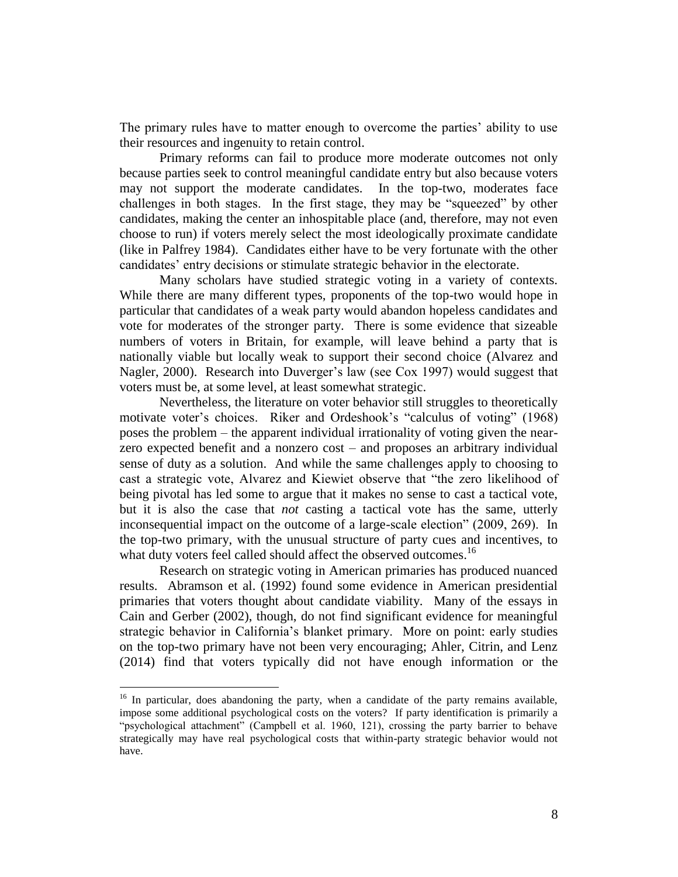The primary rules have to matter enough to overcome the parties' ability to use their resources and ingenuity to retain control.

Primary reforms can fail to produce more moderate outcomes not only because parties seek to control meaningful candidate entry but also because voters may not support the moderate candidates. In the top-two, moderates face challenges in both stages. In the first stage, they may be "squeezed" by other candidates, making the center an inhospitable place (and, therefore, may not even choose to run) if voters merely select the most ideologically proximate candidate (like in Palfrey 1984). Candidates either have to be very fortunate with the other candidates' entry decisions or stimulate strategic behavior in the electorate.

Many scholars have studied strategic voting in a variety of contexts. While there are many different types, proponents of the top-two would hope in particular that candidates of a weak party would abandon hopeless candidates and vote for moderates of the stronger party. There is some evidence that sizeable numbers of voters in Britain, for example, will leave behind a party that is nationally viable but locally weak to support their second choice (Alvarez and Nagler, 2000). Research into Duverger's law (see Cox 1997) would suggest that voters must be, at some level, at least somewhat strategic.

Nevertheless, the literature on voter behavior still struggles to theoretically motivate voter's choices. Riker and Ordeshook's "calculus of voting" (1968) poses the problem – the apparent individual irrationality of voting given the near-zero expected benefit and a nonzero cost – and proposes an arbitrary individual sense of duty as a solution. And while the same challenges apply to choosing to cast a strategic vote, Alvarez and Kiewiet observe that "the zero likelihood of being pivotal has led some to argue that it makes no sense to cast a tactical vote, but it is also the case that *not* casting a tactical vote has the same, utterly inconsequential impact on the outcome of a large-scale election" (2009, 269). In the top-two primary, with the unusual structure of party cues and incentives, to what duty voters feel called should affect the observed outcomes.[16]

Research on strategic voting in American primaries has produced nuanced results. Abramson et al. (1992) found some evidence in American presidential primaries that voters thought about candidate viability. Many of the essays in Cain and Gerber (2002), though, do not find significant evidence for meaningful strategic behavior in California's blanket primary. More on point: early studies on the top-two primary have not been very encouraging; Ahler, Citrin, and Lenz (2014) find that voters typically did not have enough information or the

[16] In particular, does abandoning the party, when a candidate of the party remains available, impose some additional psychological costs on the voters? If party identification is primarily a "psychological attachment" (Campbell et al. 1960, 121), crossing the party barrier to behave strategically may have real psychological costs that within-party strategic behavior would not have.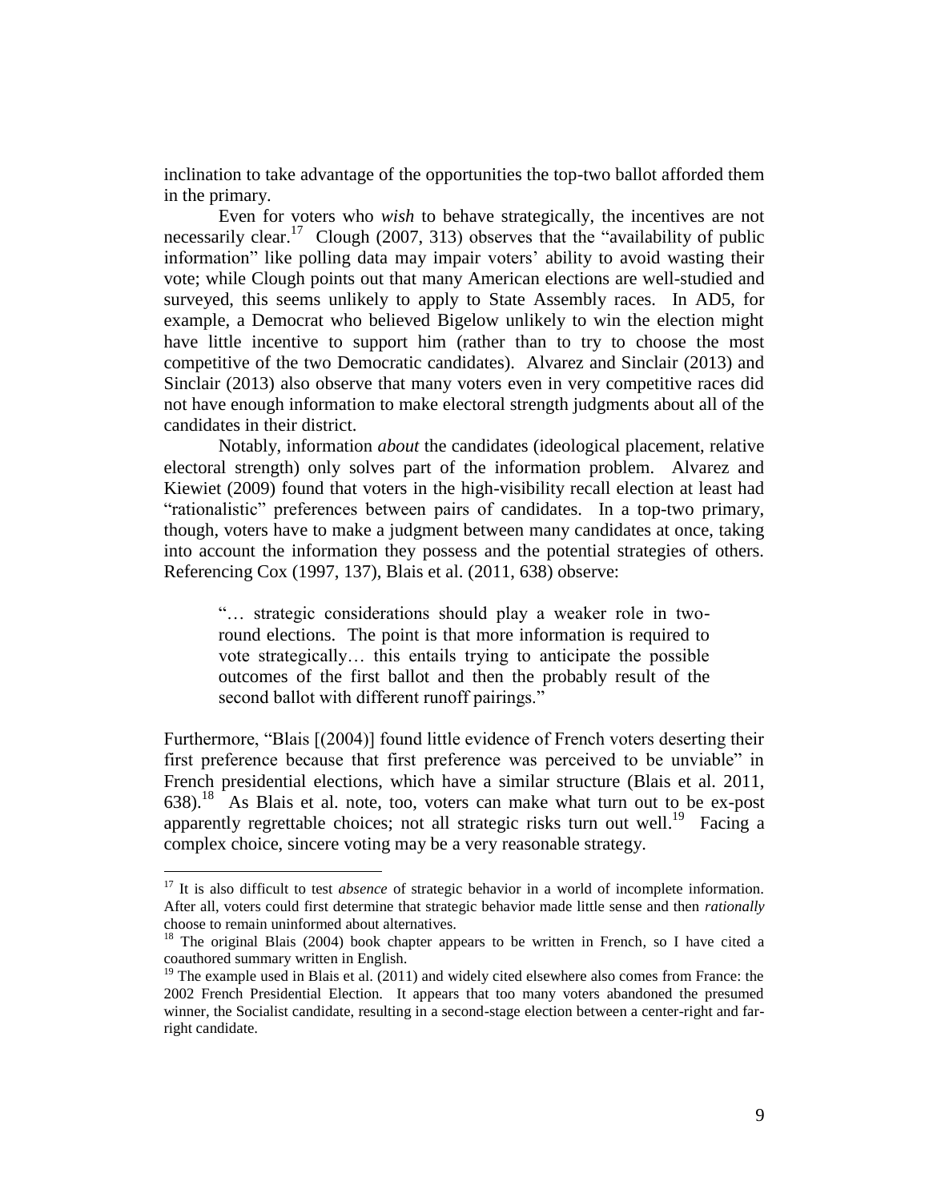inclination to take advantage of the opportunities the top-two ballot afforded them in the primary.

Even for voters who *wish* to behave strategically, the incentives are not necessarily clear.[17] Clough (2007, 313) observes that the "availability of public information" like polling data may impair voters' ability to avoid wasting their vote; while Clough points out that many American elections are well-studied and surveyed, this seems unlikely to apply to State Assembly races. In AD5, for example, a Democrat who believed Bigelow unlikely to win the election might have little incentive to support him (rather than to try to choose the most competitive of the two Democratic candidates). Alvarez and Sinclair (2013) and Sinclair (2013) also observe that many voters even in very competitive races did not have enough information to make electoral strength judgments about all of the candidates in their district.

Notably, information *about* the candidates (ideological placement, relative electoral strength) only solves part of the information problem. Alvarez and Kiewiet (2009) found that voters in the high-visibility recall election at least had "rationalistic" preferences between pairs of candidates. In a top-two primary, though, voters have to make a judgment between many candidates at once, taking into account the information they possess and the potential strategies of others. Referencing Cox (1997, 137), Blais et al. (2011, 638) observe:

> "… strategic considerations should play a weaker role in two-round elections. The point is that more information is required to vote strategically… this entails trying to anticipate the possible outcomes of the first ballot and then the probably result of the second ballot with different runoff pairings."

Furthermore, "Blais [(2004)] found little evidence of French voters deserting their first preference because that first preference was perceived to be unviable" in French presidential elections, which have a similar structure (Blais et al. 2011, 638).[18] As Blais et al. note, too, voters can make what turn out to be ex-post apparently regrettable choices; not all strategic risks turn out well.[19] Facing a complex choice, sincere voting may be a very reasonable strategy.

---

[17] It is also difficult to test *absence* of strategic behavior in a world of incomplete information. After all, voters could first determine that strategic behavior made little sense and then *rationally* choose to remain uninformed about alternatives.

[18] The original Blais (2004) book chapter appears to be written in French, so I have cited a coauthored summary written in English.

[19] The example used in Blais et al. (2011) and widely cited elsewhere also comes from France: the 2002 French Presidential Election. It appears that too many voters abandoned the presumed winner, the Socialist candidate, resulting in a second-stage election between a center-right and far-right candidate.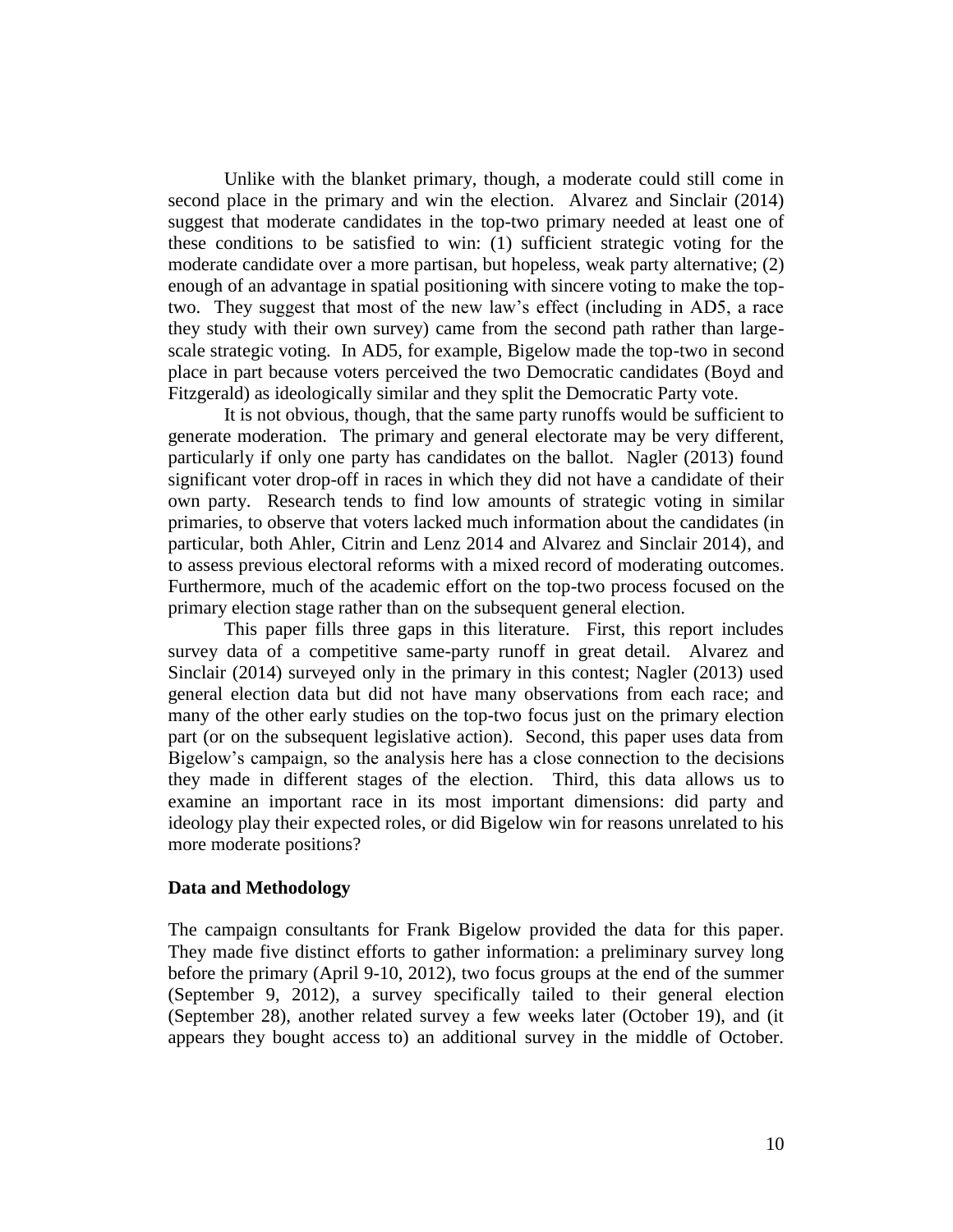Unlike with the blanket primary, though, a moderate could still come in second place in the primary and win the election. Alvarez and Sinclair (2014) suggest that moderate candidates in the top-two primary needed at least one of these conditions to be satisfied to win: (1) sufficient strategic voting for the moderate candidate over a more partisan, but hopeless, weak party alternative; (2) enough of an advantage in spatial positioning with sincere voting to make the top-two. They suggest that most of the new law's effect (including in AD5, a race they study with their own survey) came from the second path rather than large-scale strategic voting. In AD5, for example, Bigelow made the top-two in second place in part because voters perceived the two Democratic candidates (Boyd and Fitzgerald) as ideologically similar and they split the Democratic Party vote.

It is not obvious, though, that the same party runoffs would be sufficient to generate moderation. The primary and general electorate may be very different, particularly if only one party has candidates on the ballot. Nagler (2013) found significant voter drop-off in races in which they did not have a candidate of their own party. Research tends to find low amounts of strategic voting in similar primaries, to observe that voters lacked much information about the candidates (in particular, both Ahler, Citrin and Lenz 2014 and Alvarez and Sinclair 2014), and to assess previous electoral reforms with a mixed record of moderating outcomes. Furthermore, much of the academic effort on the top-two process focused on the primary election stage rather than on the subsequent general election.

This paper fills three gaps in this literature. First, this report includes survey data of a competitive same-party runoff in great detail. Alvarez and Sinclair (2014) surveyed only in the primary in this contest; Nagler (2013) used general election data but did not have many observations from each race; and many of the other early studies on the top-two focus just on the primary election part (or on the subsequent legislative action). Second, this paper uses data from Bigelow's campaign, so the analysis here has a close connection to the decisions they made in different stages of the election. Third, this data allows us to examine an important race in its most important dimensions: did party and ideology play their expected roles, or did Bigelow win for reasons unrelated to his more moderate positions?

## Data and Methodology

The campaign consultants for Frank Bigelow provided the data for this paper. They made five distinct efforts to gather information: a preliminary survey long before the primary (April 9-10, 2012), two focus groups at the end of the summer (September 9, 2012), a survey specifically tailored to their general election (September 28), another related survey a few weeks later (October 19), and (it appears they bought access to) an additional survey in the middle of October.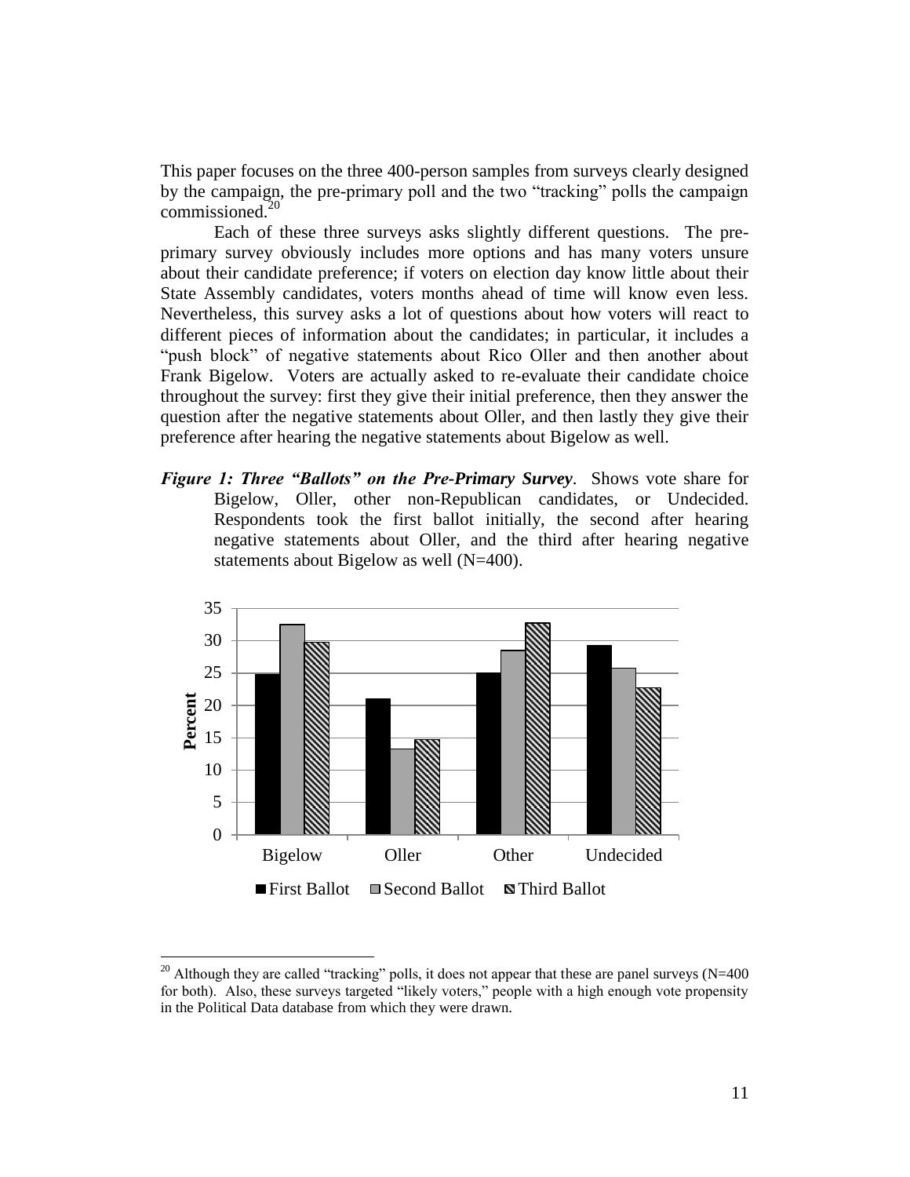This paper focuses on the three 400-person samples from surveys clearly designed by the campaign, the pre-primary poll and the two "tracking" polls the campaign commissioned.[20]

Each of these three surveys asks slightly different questions. The pre-primary survey obviously includes more options and has many voters unsure about their candidate preference; if voters on election day know little about their State Assembly candidates, voters months ahead of time will know even less. Nevertheless, this survey asks a lot of questions about how voters will react to different pieces of information about the candidates; in particular, it includes a "push block" of negative statements about Rico Oller and then another about Frank Bigelow. Voters are actually asked to re-evaluate their candidate choice throughout the survey: first they give their initial preference, then they answer the question after the negative statements about Oller, and then lastly they give their preference after hearing the negative statements about Bigelow as well.

***Figure 1: Three "Ballots" on the Pre-Primary Survey***. Shows vote share for Bigelow, Oller, other non-Republican candidates, or Undecided. Respondents took the first ballot initially, the second after hearing negative statements about Oller, and the third after hearing negative statements about Bigelow as well (N=400).

[20] Although they are called "tracking" polls, it does not appear that these are panel surveys (N=400 for both). Also, these surveys targeted "likely voters," people with a high enough vote propensity in the Political Data database from which they were drawn.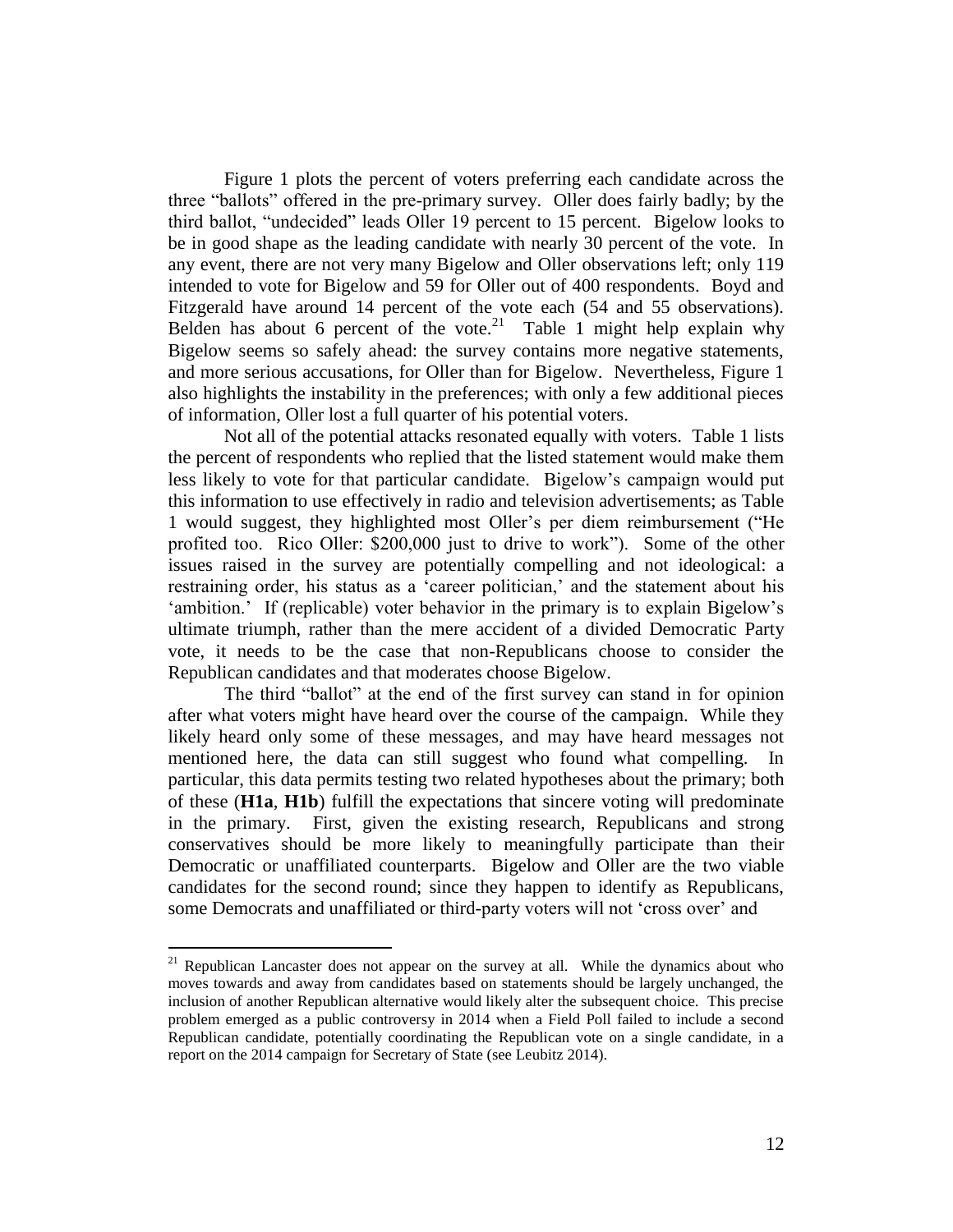Figure 1 plots the percent of voters preferring each candidate across the three "ballots" offered in the pre-primary survey. Oller does fairly badly; by the third ballot, "undecided" leads Oller 19 percent to 15 percent. Bigelow looks to be in good shape as the leading candidate with nearly 30 percent of the vote. In any event, there are not very many Bigelow and Oller observations left; only 119 intended to vote for Bigelow and 59 for Oller out of 400 respondents. Boyd and Fitzgerald have around 14 percent of the vote each (54 and 55 observations). Belden has about 6 percent of the vote.[21] Table 1 might help explain why Bigelow seems so safely ahead: the survey contains more negative statements, and more serious accusations, for Oller than for Bigelow. Nevertheless, Figure 1 also highlights the instability in the preferences; with only a few additional pieces of information, Oller lost a full quarter of his potential voters.

Not all of the potential attacks resonated equally with voters. Table 1 lists the percent of respondents who replied that the listed statement would make them less likely to vote for that particular candidate. Bigelow's campaign would put this information to use effectively in radio and television advertisements; as Table 1 would suggest, they highlighted most Oller's per diem reimbursement ("He profited too. Rico Oller: $200,000 just to drive to work"). Some of the other issues raised in the survey are potentially compelling and not ideological: a restraining order, his status as a 'career politician,' and the statement about his 'ambition.' If (replicable) voter behavior in the primary is to explain Bigelow's ultimate triumph, rather than the mere accident of a divided Democratic Party vote, it needs to be the case that non-Republicans choose to consider the Republican candidates and that moderates choose Bigelow.

The third "ballot" at the end of the first survey can stand in for opinion after what voters might have heard over the course of the campaign. While they likely heard only some of these messages, and may have heard messages not mentioned here, the data can still suggest who found what compelling. In particular, this data permits testing two related hypotheses about the primary; both of these (**H1a**, **H1b**) fulfill the expectations that sincere voting will predominate in the primary. First, given the existing research, Republicans and strong conservatives should be more likely to meaningfully participate than their Democratic or unaffiliated counterparts. Bigelow and Oller are the two viable candidates for the second round; since they happen to identify as Republicans, some Democrats and unaffiliated or third-party voters will not 'cross over' and

[21] Republican Lancaster does not appear on the survey at all. While the dynamics about who moves towards and away from candidates based on statements should be largely unchanged, the inclusion of another Republican alternative would likely alter the subsequent choice. This precise problem emerged as a public controversy in 2014 when a Field Poll failed to include a second Republican candidate, potentially coordinating the Republican vote on a single candidate, in a report on the 2014 campaign for Secretary of State (see Leubitz 2014).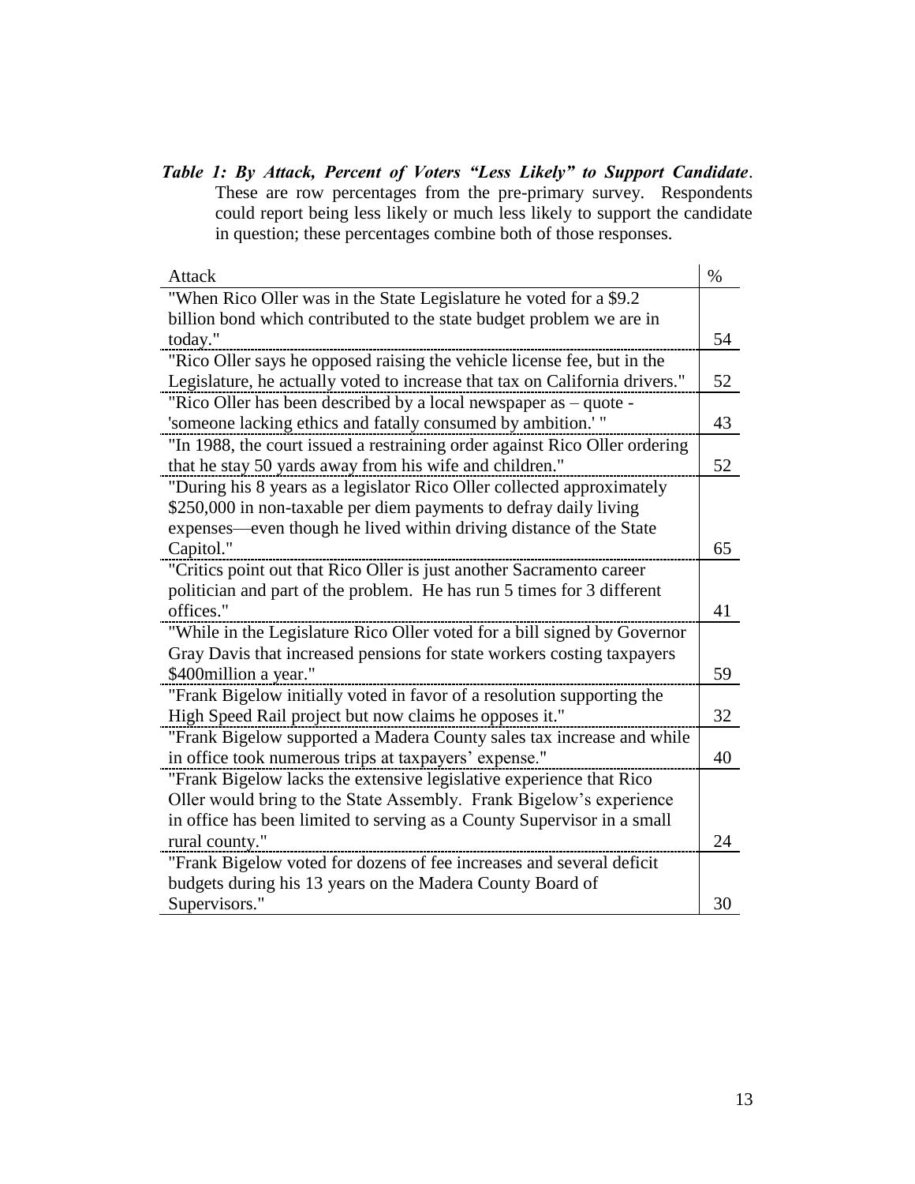***Table 1: By Attack, Percent of Voters "Less Likely" to Support Candidate***. These are row percentages from the pre-primary survey. Respondents could report being less likely or much less likely to support the candidate in question; these percentages combine both of those responses.

| Attack | % |
|---|---|
| "When Rico Oller was in the State Legislature he voted for a $9.2 billion bond which contributed to the state budget problem we are in today." | 54 |
| "Rico Oller says he opposed raising the vehicle license fee, but in the Legislature, he actually voted to increase that tax on California drivers." | 52 |
| "Rico Oller has been described by a local newspaper as – quote - 'someone lacking ethics and fatally consumed by ambition.' " | 43 |
| "In 1988, the court issued a restraining order against Rico Oller ordering that he stay 50 yards away from his wife and children." | 52 |
| "During his 8 years as a legislator Rico Oller collected approximately $250,000 in non-taxable per diem payments to defray daily living expenses—even though he lived within driving distance of the State Capitol." | 65 |
| "Critics point out that Rico Oller is just another Sacramento career politician and part of the problem. He has run 5 times for 3 different offices." | 41 |
| "While in the Legislature Rico Oller voted for a bill signed by Governor Gray Davis that increased pensions for state workers costing taxpayers $400million a year." | 59 |
| "Frank Bigelow initially voted in favor of a resolution supporting the High Speed Rail project but now claims he opposes it." | 32 |
| "Frank Bigelow supported a Madera County sales tax increase and while in office took numerous trips at taxpayers' expense." | 40 |
| "Frank Bigelow lacks the extensive legislative experience that Rico Oller would bring to the State Assembly. Frank Bigelow's experience in office has been limited to serving as a County Supervisor in a small rural county." | 24 |
| "Frank Bigelow voted for dozens of fee increases and several deficit budgets during his 13 years on the Madera County Board of Supervisors." | 30 |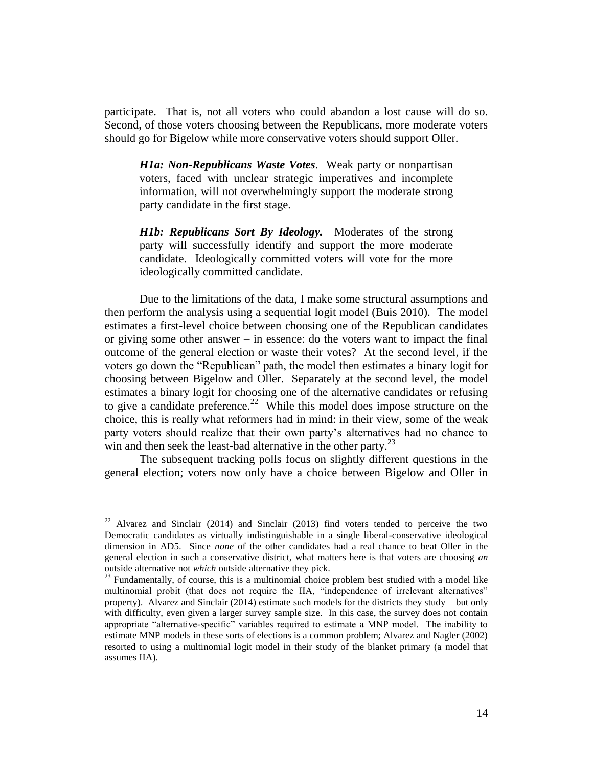participate. That is, not all voters who could abandon a lost cause will do so. Second, of those voters choosing between the Republicans, more moderate voters should go for Bigelow while more conservative voters should support Oller.

> ***H1a: Non-Republicans Waste Votes***. Weak party or nonpartisan voters, faced with unclear strategic imperatives and incomplete information, will not overwhelmingly support the moderate strong party candidate in the first stage.
>
> ***H1b: Republicans Sort By Ideology.*** Moderates of the strong party will successfully identify and support the more moderate candidate. Ideologically committed voters will vote for the more ideologically committed candidate.

Due to the limitations of the data, I make some structural assumptions and then perform the analysis using a sequential logit model (Buis 2010). The model estimates a first-level choice between choosing one of the Republican candidates or giving some other answer – in essence: do the voters want to impact the final outcome of the general election or waste their votes? At the second level, if the voters go down the "Republican" path, the model then estimates a binary logit for choosing between Bigelow and Oller. Separately at the second level, the model estimates a binary logit for choosing one of the alternative candidates or refusing to give a candidate preference.[22] While this model does impose structure on the choice, this is really what reformers had in mind: in their view, some of the weak party voters should realize that their own party's alternatives had no chance to win and then seek the least-bad alternative in the other party.[23]

The subsequent tracking polls focus on slightly different questions in the general election; voters now only have a choice between Bigelow and Oller in

[22] Alvarez and Sinclair (2014) and Sinclair (2013) find voters tended to perceive the two Democratic candidates as virtually indistinguishable in a single liberal-conservative ideological dimension in AD5. Since *none* of the other candidates had a real chance to beat Oller in the general election in such a conservative district, what matters here is that voters are choosing *an* outside alternative not *which* outside alternative they pick.

[23] Fundamentally, of course, this is a multinomial choice problem best studied with a model like multinomial probit (that does not require the IIA, "independence of irrelevant alternatives" property). Alvarez and Sinclair (2014) estimate such models for the districts they study – but only with difficulty, even given a larger survey sample size. In this case, the survey does not contain appropriate "alternative-specific" variables required to estimate a MNP model. The inability to estimate MNP models in these sorts of elections is a common problem; Alvarez and Nagler (2002) resorted to using a multinomial logit model in their study of the blanket primary (a model that assumes IIA).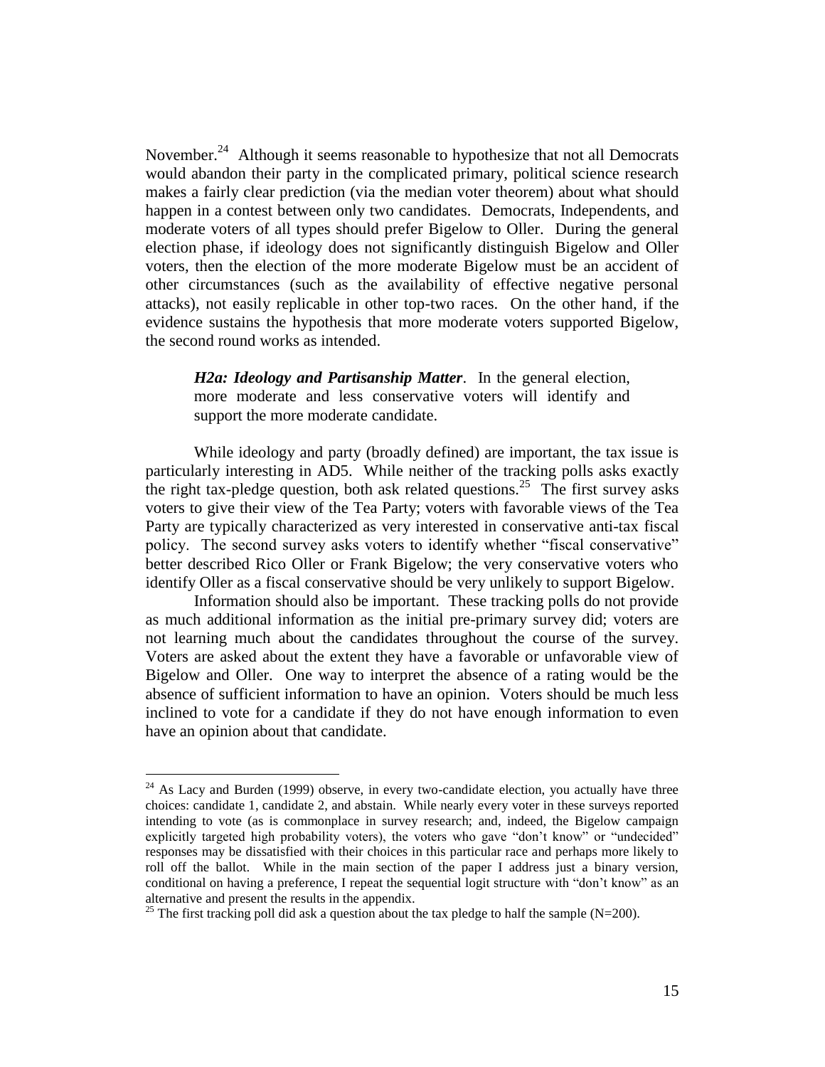November.[24] Although it seems reasonable to hypothesize that not all Democrats would abandon their party in the complicated primary, political science research makes a fairly clear prediction (via the median voter theorem) about what should happen in a contest between only two candidates. Democrats, Independents, and moderate voters of all types should prefer Bigelow to Oller. During the general election phase, if ideology does not significantly distinguish Bigelow and Oller voters, then the election of the more moderate Bigelow must be an accident of other circumstances (such as the availability of effective negative personal attacks), not easily replicable in other top-two races. On the other hand, if the evidence sustains the hypothesis that more moderate voters supported Bigelow, the second round works as intended.

> ***H2a: Ideology and Partisanship Matter***. In the general election, more moderate and less conservative voters will identify and support the more moderate candidate.

While ideology and party (broadly defined) are important, the tax issue is particularly interesting in AD5. While neither of the tracking polls asks exactly the right tax-pledge question, both ask related questions.[25] The first survey asks voters to give their view of the Tea Party; voters with favorable views of the Tea Party are typically characterized as very interested in conservative anti-tax fiscal policy. The second survey asks voters to identify whether "fiscal conservative" better described Rico Oller or Frank Bigelow; the very conservative voters who identify Oller as a fiscal conservative should be very unlikely to support Bigelow.

Information should also be important. These tracking polls do not provide as much additional information as the initial pre-primary survey did; voters are not learning much about the candidates throughout the course of the survey. Voters are asked about the extent they have a favorable or unfavorable view of Bigelow and Oller. One way to interpret the absence of a rating would be the absence of sufficient information to have an opinion. Voters should be much less inclined to vote for a candidate if they do not have enough information to even have an opinion about that candidate.

---

[24] As Lacy and Burden (1999) observe, in every two-candidate election, you actually have three choices: candidate 1, candidate 2, and abstain. While nearly every voter in these surveys reported intending to vote (as is commonplace in survey research; and, indeed, the Bigelow campaign explicitly targeted high probability voters), the voters who gave "don't know" or "undecided" responses may be dissatisfied with their choices in this particular race and perhaps more likely to roll off the ballot. While in the main section of the paper I address just a binary version, conditional on having a preference, I repeat the sequential logit structure with "don't know" as an alternative and present the results in the appendix.

[25] The first tracking poll did ask a question about the tax pledge to half the sample (N=200).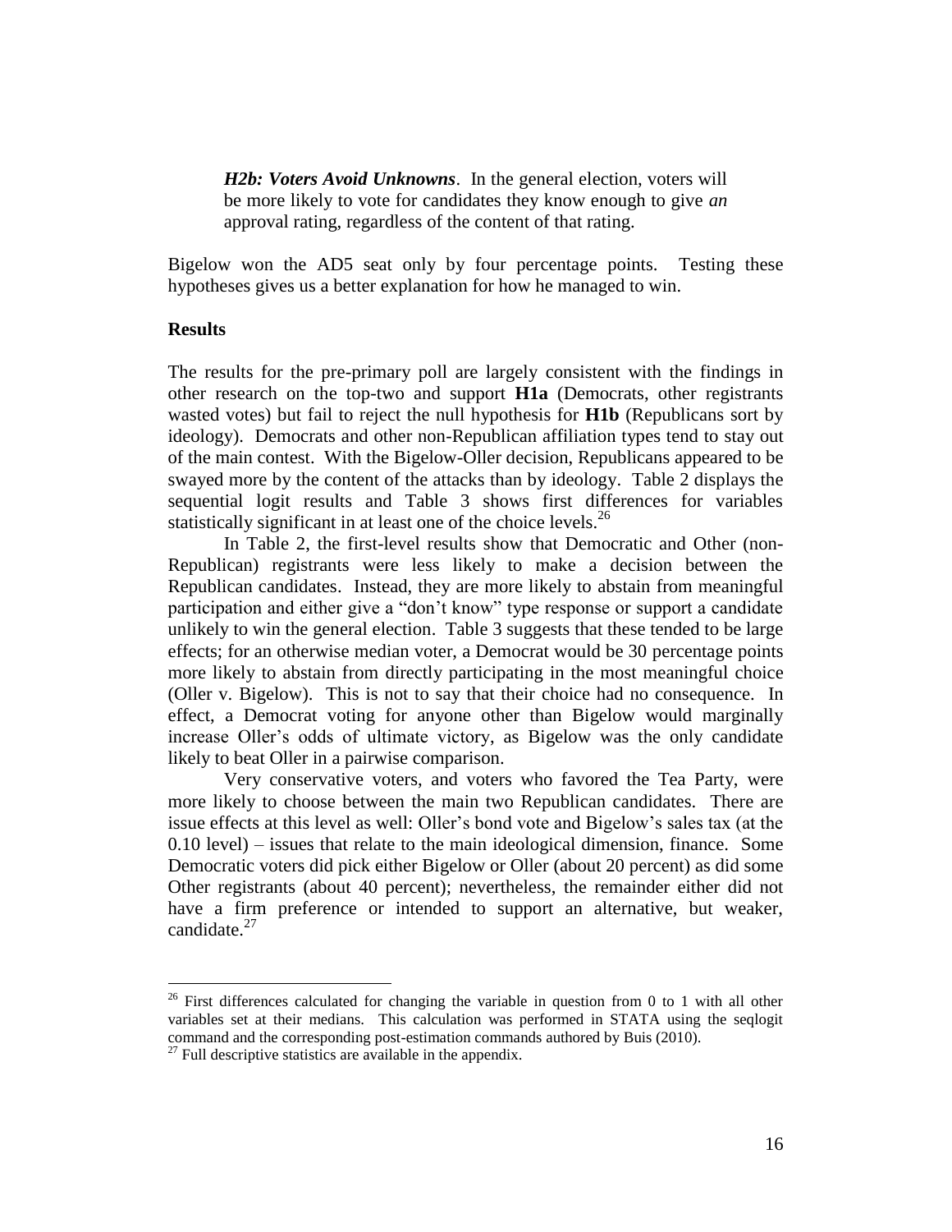> ***H2b: Voters Avoid Unknowns***. In the general election, voters will be more likely to vote for candidates they know enough to give *an* approval rating, regardless of the content of that rating.

Bigelow won the AD5 seat only by four percentage points. Testing these hypotheses gives us a better explanation for how he managed to win.

### Results

The results for the pre-primary poll are largely consistent with the findings in other research on the top-two and support **H1a** (Democrats, other registrants wasted votes) but fail to reject the null hypothesis for **H1b** (Republicans sort by ideology). Democrats and other non-Republican affiliation types tend to stay out of the main contest. With the Bigelow-Oller decision, Republicans appeared to be swayed more by the content of the attacks than by ideology. Table 2 displays the sequential logit results and Table 3 shows first differences for variables statistically significant in at least one of the choice levels.[26]

In Table 2, the first-level results show that Democratic and Other (non-Republican) registrants were less likely to make a decision between the Republican candidates. Instead, they are more likely to abstain from meaningful participation and either give a "don't know" type response or support a candidate unlikely to win the general election. Table 3 suggests that these tended to be large effects; for an otherwise median voter, a Democrat would be 30 percentage points more likely to abstain from directly participating in the most meaningful choice (Oller v. Bigelow). This is not to say that their choice had no consequence. In effect, a Democrat voting for anyone other than Bigelow would marginally increase Oller's odds of ultimate victory, as Bigelow was the only candidate likely to beat Oller in a pairwise comparison.

Very conservative voters, and voters who favored the Tea Party, were more likely to choose between the main two Republican candidates. There are issue effects at this level as well: Oller's bond vote and Bigelow's sales tax (at the 0.10 level) – issues that relate to the main ideological dimension, finance. Some Democratic voters did pick either Bigelow or Oller (about 20 percent) as did some Other registrants (about 40 percent); nevertheless, the remainder either did not have a firm preference or intended to support an alternative, but weaker, candidate.[27]

---

[26] First differences calculated for changing the variable in question from 0 to 1 with all other variables set at their medians. This calculation was performed in STATA using the seqlogit command and the corresponding post-estimation commands authored by Buis (2010).

[27] Full descriptive statistics are available in the appendix.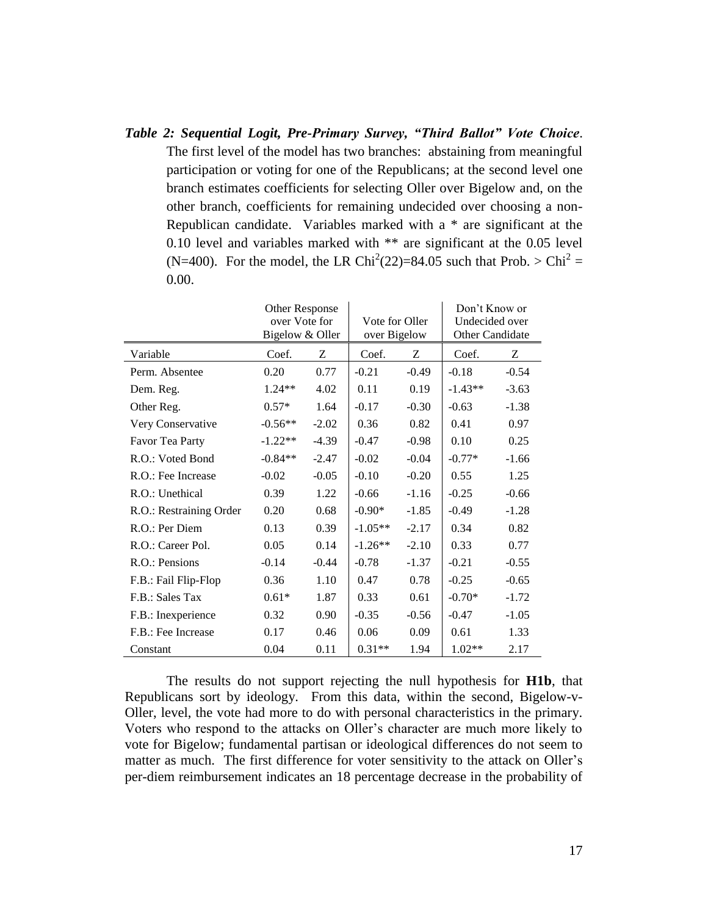***Table 2: Sequential Logit, Pre-Primary Survey, "Third Ballot" Vote Choice*.** The first level of the model has two branches: abstaining from meaningful participation or voting for one of the Republicans; at the second level one branch estimates coefficients for selecting Oller over Bigelow and, on the other branch, coefficients for remaining undecided over choosing a non-Republican candidate. Variables marked with a * are significant at the 0.10 level and variables marked with ** are significant at the 0.05 level (N=400). For the model, the LR $Chi^2(22)=84.05$ such that Prob. > $Chi^2 = 0.00$.

| | Other Response over Vote for Bigelow & Oller | | Vote for Oller over Bigelow | | Don't Know or Undecided over Other Candidate | |
|---|---|---|---|---|---|---|
| Variable | Coef. | Z | Coef. | Z | Coef. | Z |
| Perm. Absentee | 0.20 | 0.77 | -0.21 | -0.49 | -0.18 | -0.54 |
| Dem. Reg. | 1.24** | 4.02 | 0.11 | 0.19 | -1.43** | -3.63 |
| Other Reg. | 0.57* | 1.64 | -0.17 | -0.30 | -0.63 | -1.38 |
| Very Conservative | -0.56** | -2.02 | 0.36 | 0.82 | 0.41 | 0.97 |
| Favor Tea Party | -1.22** | -4.39 | -0.47 | -0.98 | 0.10 | 0.25 |
| R.O.: Voted Bond | -0.84** | -2.47 | -0.02 | -0.04 | -0.77* | -1.66 |
| R.O.: Fee Increase | -0.02 | -0.05 | -0.10 | -0.20 | 0.55 | 1.25 |
| R.O.: Unethical | 0.39 | 1.22 | -0.66 | -1.16 | -0.25 | -0.66 |
| R.O.: Restraining Order | 0.20 | 0.68 | -0.90* | -1.85 | -0.49 | -1.28 |
| R.O.: Per Diem | 0.13 | 0.39 | -1.05** | -2.17 | 0.34 | 0.82 |
| R.O.: Career Pol. | 0.05 | 0.14 | -1.26** | -2.10 | 0.33 | 0.77 |
| R.O.: Pensions | -0.14 | -0.44 | -0.78 | -1.37 | -0.21 | -0.55 |
| F.B.: Fail Flip-Flop | 0.36 | 1.10 | 0.47 | 0.78 | -0.25 | -0.65 |
| F.B.: Sales Tax | 0.61* | 1.87 | 0.33 | 0.61 | -0.70* | -1.72 |
| F.B.: Inexperience | 0.32 | 0.90 | -0.35 | -0.56 | -0.47 | -1.05 |
| F.B.: Fee Increase | 0.17 | 0.46 | 0.06 | 0.09 | 0.61 | 1.33 |
| Constant | 0.04 | 0.11 | 0.31** | 1.94 | 1.02** | 2.17 |

The results do not support rejecting the null hypothesis for **H1b**, that Republicans sort by ideology. From this data, within the second, Bigelow-v-Oller, level, the vote had more to do with personal characteristics in the primary. Voters who respond to the attacks on Oller's character are much more likely to vote for Bigelow; fundamental partisan or ideological differences do not seem to matter as much. The first difference for voter sensitivity to the attack on Oller's per-diem reimbursement indicates an 18 percentage decrease in the probability of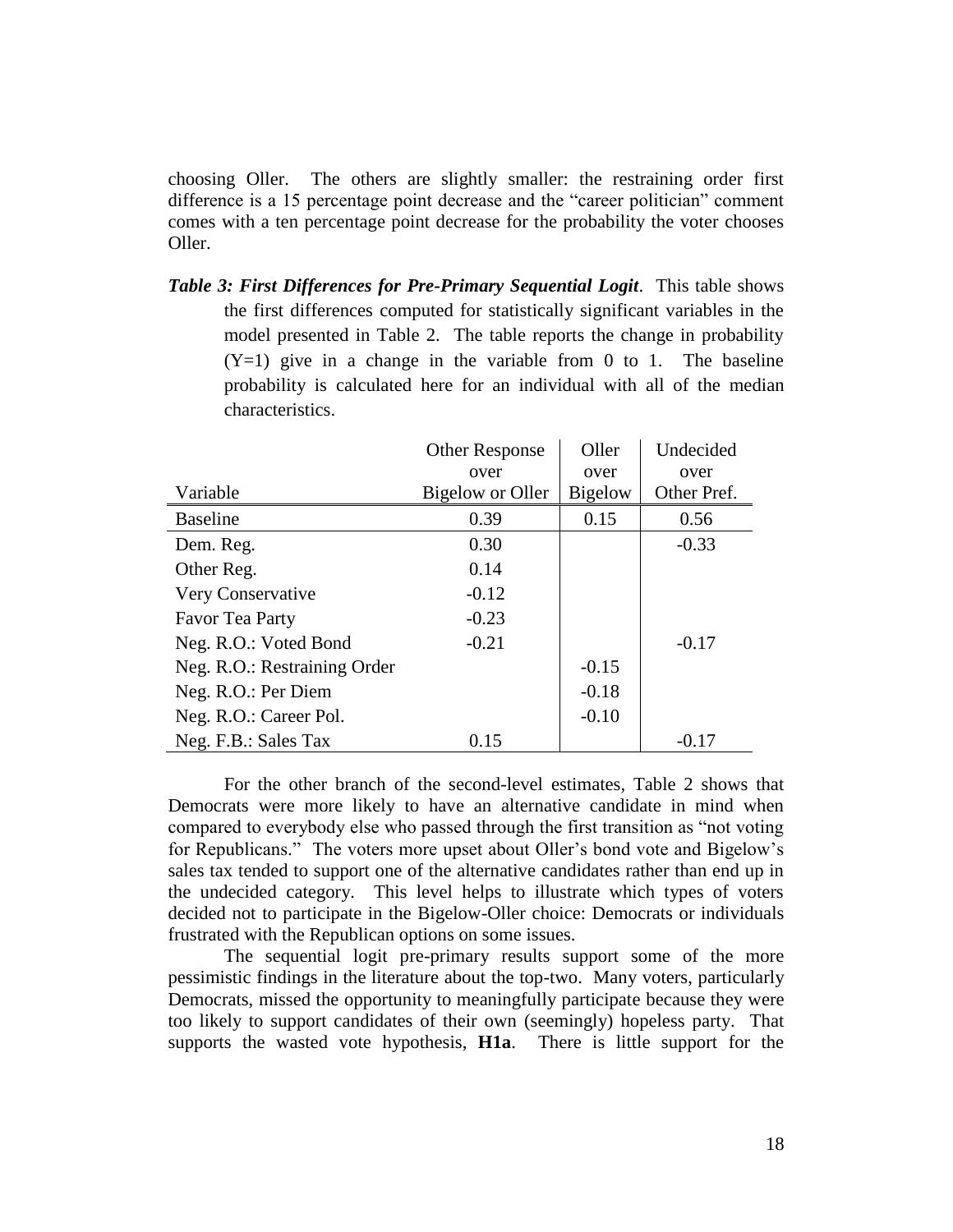choosing Oller. The others are slightly smaller: the restraining order first difference is a 15 percentage point decrease and the "career politician" comment comes with a ten percentage point decrease for the probability the voter chooses Oller.

***Table 3: First Differences for Pre-Primary Sequential Logit***. This table shows the first differences computed for statistically significant variables in the model presented in Table 2. The table reports the change in probability (Y=1) give in a change in the variable from 0 to 1. The baseline probability is calculated here for an individual with all of the median characteristics.

| Variable | Other Response over Bigelow or Oller | Oller over Bigelow | Undecided over Other Pref. |
|---|---|---|---|
| Baseline | 0.39 | 0.15 | 0.56 |
| Dem. Reg. | 0.30 | | -0.33 |
| Other Reg. | 0.14 | | |
| Very Conservative | -0.12 | | |
| Favor Tea Party | -0.23 | | |
| Neg. R.O.: Voted Bond | -0.21 | | -0.17 |
| Neg. R.O.: Restraining Order | | -0.15 | |
| Neg. R.O.: Per Diem | | -0.18 | |
| Neg. R.O.: Career Pol. | | -0.10 | |
| Neg. F.B.: Sales Tax | 0.15 | | -0.17 |

For the other branch of the second-level estimates, Table 2 shows that Democrats were more likely to have an alternative candidate in mind when compared to everybody else who passed through the first transition as "not voting for Republicans." The voters more upset about Oller's bond vote and Bigelow's sales tax tended to support one of the alternative candidates rather than end up in the undecided category. This level helps to illustrate which types of voters decided not to participate in the Bigelow-Oller choice: Democrats or individuals frustrated with the Republican options on some issues.

The sequential logit pre-primary results support some of the more pessimistic findings in the literature about the top-two. Many voters, particularly Democrats, missed the opportunity to meaningfully participate because they were too likely to support candidates of their own (seemingly) hopeless party. That supports the wasted vote hypothesis, **H1a**. There is little support for the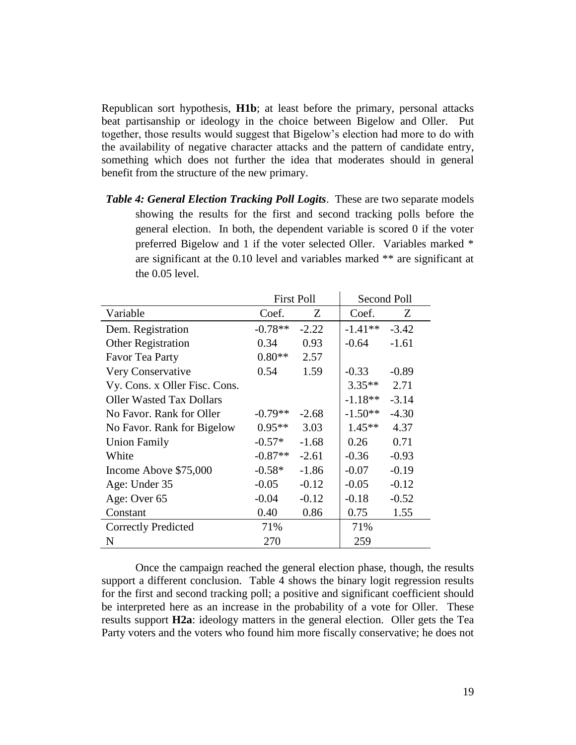Republican sort hypothesis, **H1b**; at least before the primary, personal attacks beat partisanship or ideology in the choice between Bigelow and Oller. Put together, those results would suggest that Bigelow's election had more to do with the availability of negative character attacks and the pattern of candidate entry, something which does not further the idea that moderates should in general benefit from the structure of the new primary.

***Table 4: General Election Tracking Poll Logits***. These are two separate models showing the results for the first and second tracking polls before the general election. In both, the dependent variable is scored 0 if the voter preferred Bigelow and 1 if the voter selected Oller. Variables marked * are significant at the 0.10 level and variables marked ** are significant at the 0.05 level.

| | First Poll | | Second Poll | |
|---|---|---|---|---|
| Variable | Coef. | Z | Coef. | Z |
| Dem. Registration | -0.78** | -2.22 | -1.41** | -3.42 |
| Other Registration | 0.34 | 0.93 | -0.64 | -1.61 |
| Favor Tea Party | 0.80** | 2.57 | | |
| Very Conservative | 0.54 | 1.59 | -0.33 | -0.89 |
| Vy. Cons. x Oller Fisc. Cons. | | | 3.35** | 2.71 |
| Oller Wasted Tax Dollars | | | -1.18** | -3.14 |
| No Favor. Rank for Oller | -0.79** | -2.68 | -1.50** | -4.30 |
| No Favor. Rank for Bigelow | 0.95** | 3.03 | 1.45** | 4.37 |
| Union Family | -0.57* | -1.68 | 0.26 | 0.71 |
| White | -0.87** | -2.61 | -0.36 | -0.93 |
| Income Above $75,000 | -0.58* | -1.86 | -0.07 | -0.19 |
| Age: Under 35 | -0.05 | -0.12 | -0.05 | -0.12 |
| Age: Over 65 | -0.04 | -0.12 | -0.18 | -0.52 |
| Constant | 0.40 | 0.86 | 0.75 | 1.55 |
| Correctly Predicted | 71% | | 71% | |
| N | 270 | | 259 | |

Once the campaign reached the general election phase, though, the results support a different conclusion. Table 4 shows the binary logit regression results for the first and second tracking poll; a positive and significant coefficient should be interpreted here as an increase in the probability of a vote for Oller. These results support **H2a**: ideology matters in the general election. Oller gets the Tea Party voters and the voters who found him more fiscally conservative; he does not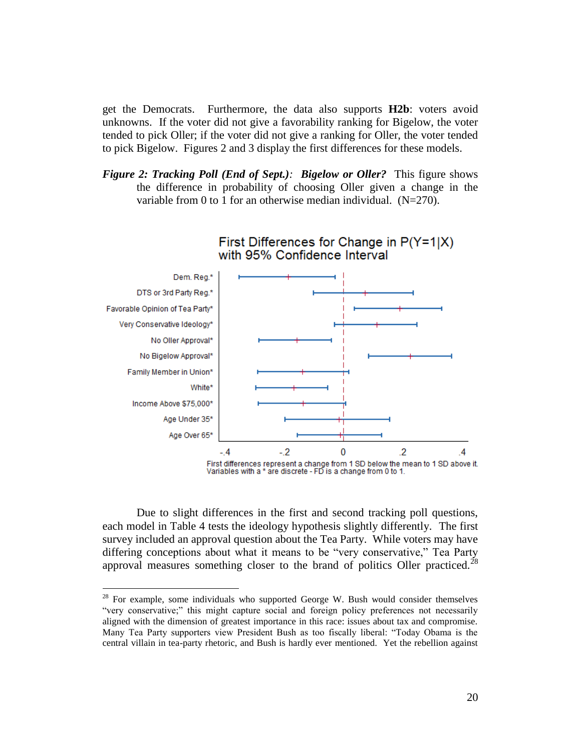get the Democrats. Furthermore, the data also supports **H2b**: voters avoid unknowns. If the voter did not give a favorability ranking for Bigelow, the voter tended to pick Oller; if the voter did not give a ranking for Oller, the voter tended to pick Bigelow. Figures 2 and 3 display the first differences for these models.

***Figure 2: Tracking Poll (End of Sept.)**: **Bigelow or Oller?*** This figure shows the difference in probability of choosing Oller given a change in the variable from 0 to 1 for an otherwise median individual. (N=270).

First Differences for Change in P(Y=1|X) with 95% Confidence Interval

First differences represent a change from 1 SD below the mean to 1 SD above it. Variables with a * are discrete - FD is a change from 0 to 1.

Due to slight differences in the first and second tracking poll questions, each model in Table 4 tests the ideology hypothesis slightly differently. The first survey included an approval question about the Tea Party. While voters may have differing conceptions about what it means to be "very conservative," Tea Party approval measures something closer to the brand of politics Oller practiced.[28]

[28] For example, some individuals who supported George W. Bush would consider themselves "very conservative;" this might capture social and foreign policy preferences not necessarily aligned with the dimension of greatest importance in this race: issues about tax and compromise. Many Tea Party supporters view President Bush as too fiscally liberal: "Today Obama is the central villain in tea-party rhetoric, and Bush is hardly ever mentioned. Yet the rebellion against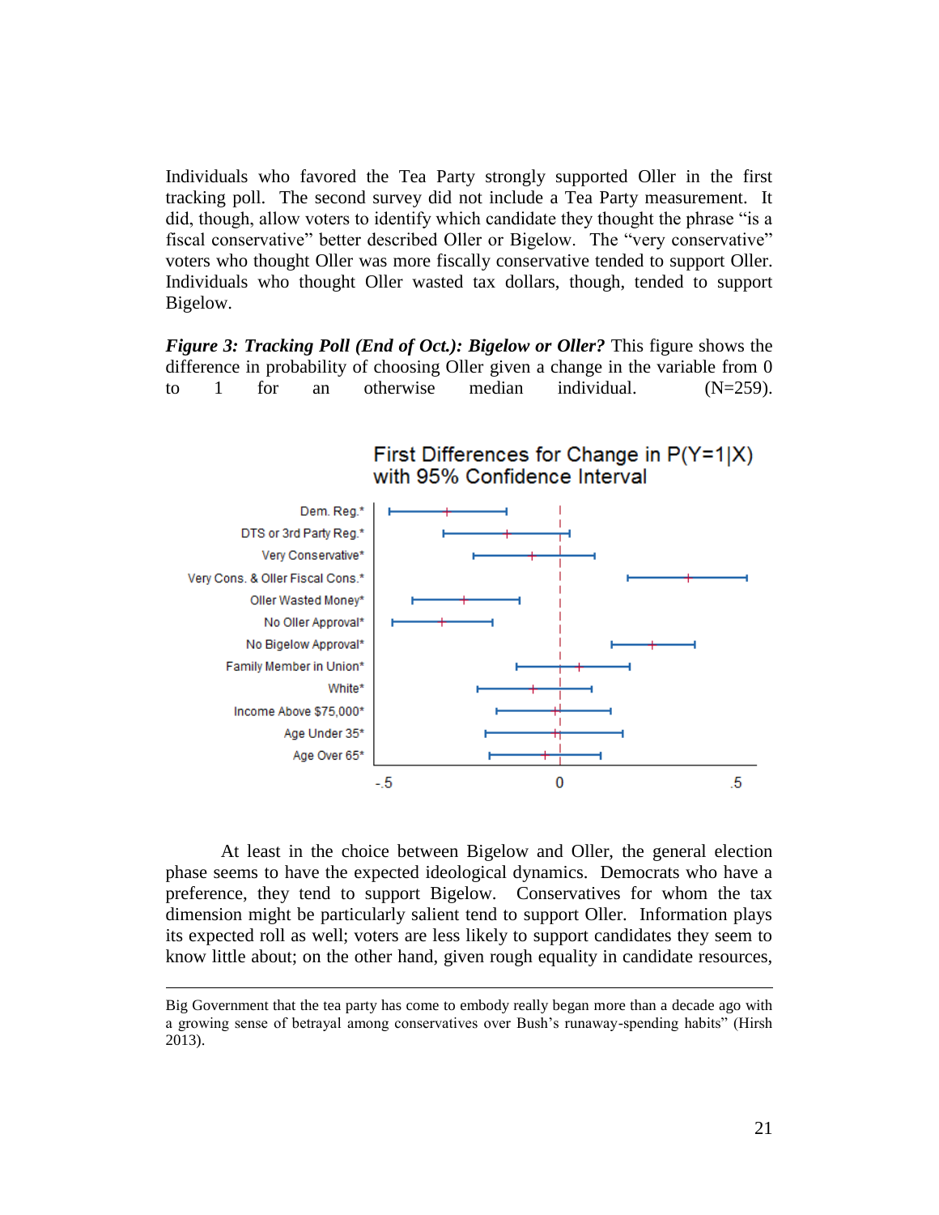Individuals who favored the Tea Party strongly supported Oller in the first tracking poll. The second survey did not include a Tea Party measurement. It did, though, allow voters to identify which candidate they thought the phrase "is a fiscal conservative" better described Oller or Bigelow. The "very conservative" voters who thought Oller was more fiscally conservative tended to support Oller. Individuals who thought Oller wasted tax dollars, though, tended to support Bigelow.

***Figure 3: Tracking Poll (End of Oct.): Bigelow or Oller?*** This figure shows the difference in probability of choosing Oller given a change in the variable from 0 to 1 for an otherwise median individual. (N=259).

First Differences for Change in P(Y=1|X) with 95% Confidence Interval

At least in the choice between Bigelow and Oller, the general election phase seems to have the expected ideological dynamics. Democrats who have a preference, they tend to support Bigelow. Conservatives for whom the tax dimension might be particularly salient tend to support Oller. Information plays its expected roll as well; voters are less likely to support candidates they seem to know little about; on the other hand, given rough equality in candidate resources,

---

Big Government that the tea party has come to embody really began more than a decade ago with a growing sense of betrayal among conservatives over Bush's runaway-spending habits" (Hirsh 2013).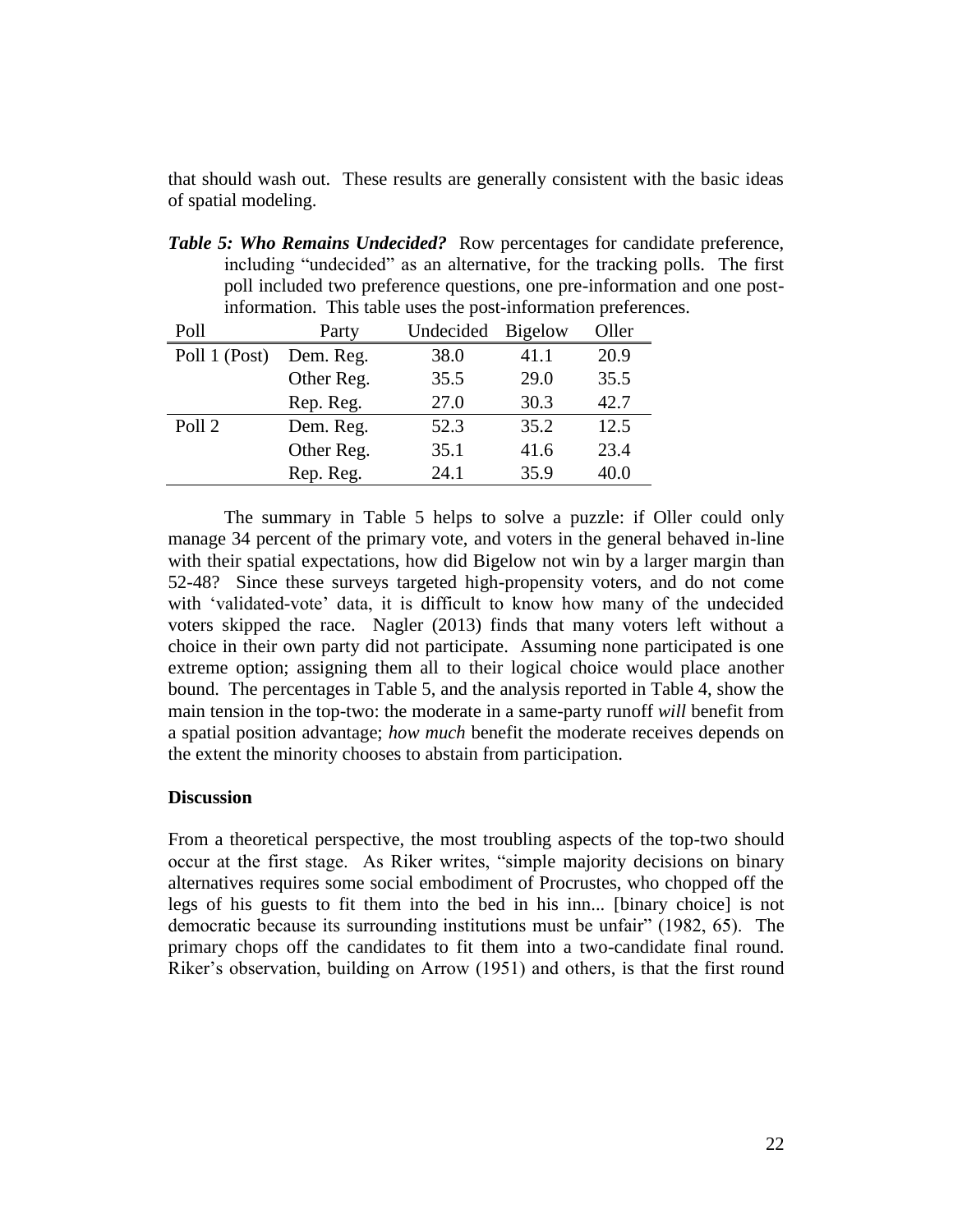that should wash out. These results are generally consistent with the basic ideas of spatial modeling.

***Table 5: Who Remains Undecided?*** Row percentages for candidate preference, including "undecided" as an alternative, for the tracking polls. The first poll included two preference questions, one pre-information and one post-information. This table uses the post-information preferences.

| Poll | Party | Undecided | Bigelow | Oller |
|---|---|---|---|---|
| Poll 1 (Post) | Dem. Reg. | 38.0 | 41.1 | 20.9 |
| | Other Reg. | 35.5 | 29.0 | 35.5 |
| | Rep. Reg. | 27.0 | 30.3 | 42.7 |
| Poll 2 | Dem. Reg. | 52.3 | 35.2 | 12.5 |
| | Other Reg. | 35.1 | 41.6 | 23.4 |
| | Rep. Reg. | 24.1 | 35.9 | 40.0 |

The summary in Table 5 helps to solve a puzzle: if Oller could only manage 34 percent of the primary vote, and voters in the general behaved in-line with their spatial expectations, how did Bigelow not win by a larger margin than 52-48? Since these surveys targeted high-propensity voters, and do not come with 'validated-vote' data, it is difficult to know how many of the undecided voters skipped the race. Nagler (2013) finds that many voters left without a choice in their own party did not participate. Assuming none participated is one extreme option; assigning them all to their logical choice would place another bound. The percentages in Table 5, and the analysis reported in Table 4, show the main tension in the top-two: the moderate in a same-party runoff *will* benefit from a spatial position advantage; *how much* benefit the moderate receives depends on the extent the minority chooses to abstain from participation.

### Discussion

From a theoretical perspective, the most troubling aspects of the top-two should occur at the first stage. As Riker writes, "simple majority decisions on binary alternatives requires some social embodiment of Procrustes, who chopped off the legs of his guests to fit them into the bed in his inn... [binary choice] is not democratic because its surrounding institutions must be unfair" (1982, 65). The primary chops off the candidates to fit them into a two-candidate final round. Riker's observation, building on Arrow (1951) and others, is that the first round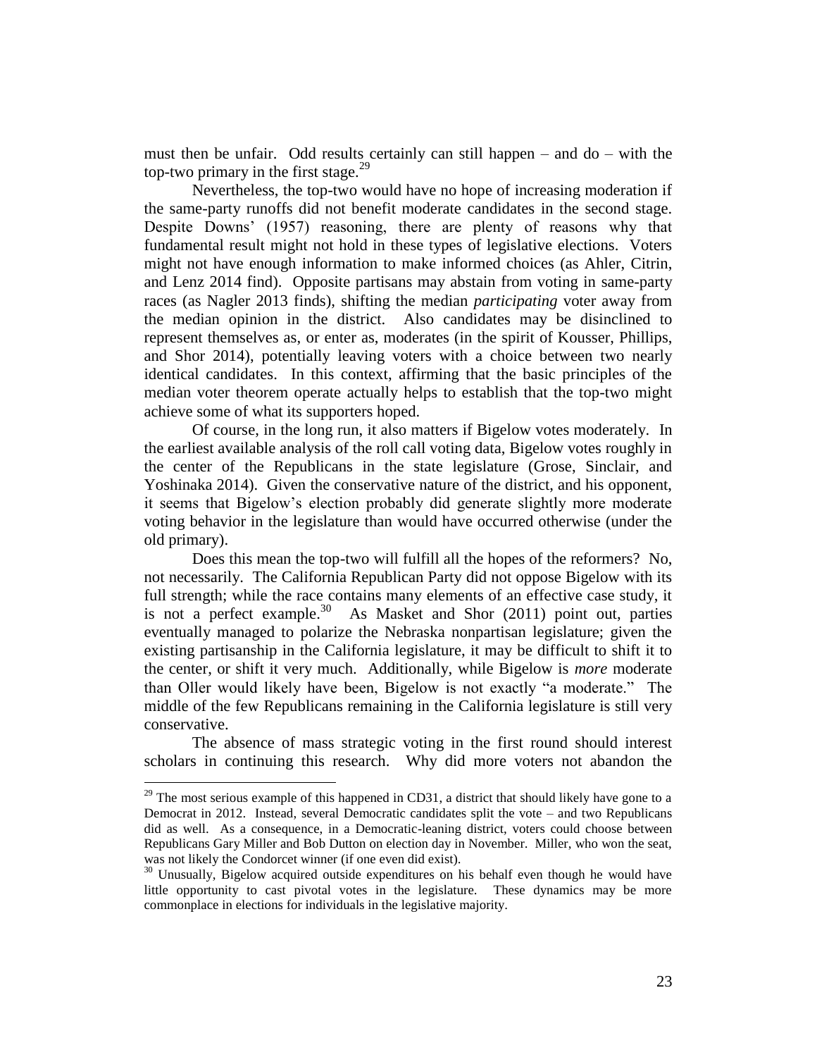must then be unfair. Odd results certainly can still happen – and do – with the top-two primary in the first stage.[29]

Nevertheless, the top-two would have no hope of increasing moderation if the same-party runoffs did not benefit moderate candidates in the second stage. Despite Downs' (1957) reasoning, there are plenty of reasons why that fundamental result might not hold in these types of legislative elections. Voters might not have enough information to make informed choices (as Ahler, Citrin, and Lenz 2014 find). Opposite partisans may abstain from voting in same-party races (as Nagler 2013 finds), shifting the median *participating* voter away from the median opinion in the district. Also candidates may be disinclined to represent themselves as, or enter as, moderates (in the spirit of Kousser, Phillips, and Shor 2014), potentially leaving voters with a choice between two nearly identical candidates. In this context, affirming that the basic principles of the median voter theorem operate actually helps to establish that the top-two might achieve some of what its supporters hoped.

Of course, in the long run, it also matters if Bigelow votes moderately. In the earliest available analysis of the roll call voting data, Bigelow votes roughly in the center of the Republicans in the state legislature (Grose, Sinclair, and Yoshinaka 2014). Given the conservative nature of the district, and his opponent, it seems that Bigelow's election probably did generate slightly more moderate voting behavior in the legislature than would have occurred otherwise (under the old primary).

Does this mean the top-two will fulfill all the hopes of the reformers? No, not necessarily. The California Republican Party did not oppose Bigelow with its full strength; while the race contains many elements of an effective case study, it is not a perfect example.[30] As Masket and Shor (2011) point out, parties eventually managed to polarize the Nebraska nonpartisan legislature; given the existing partisanship in the California legislature, it may be difficult to shift it to the center, or shift it very much. Additionally, while Bigelow is *more* moderate than Oller would likely have been, Bigelow is not exactly "a moderate." The middle of the few Republicans remaining in the California legislature is still very conservative.

The absence of mass strategic voting in the first round should interest scholars in continuing this research. Why did more voters not abandon the

---

[29] The most serious example of this happened in CD31, a district that should likely have gone to a Democrat in 2012. Instead, several Democratic candidates split the vote – and two Republicans did as well. As a consequence, in a Democratic-leaning district, voters could choose between Republicans Gary Miller and Bob Dutton on election day in November. Miller, who won the seat, was not likely the Condorcet winner (if one even did exist).

[30] Unusually, Bigelow acquired outside expenditures on his behalf even though he would have little opportunity to cast pivotal votes in the legislature. These dynamics may be more commonplace in elections for individuals in the legislative majority.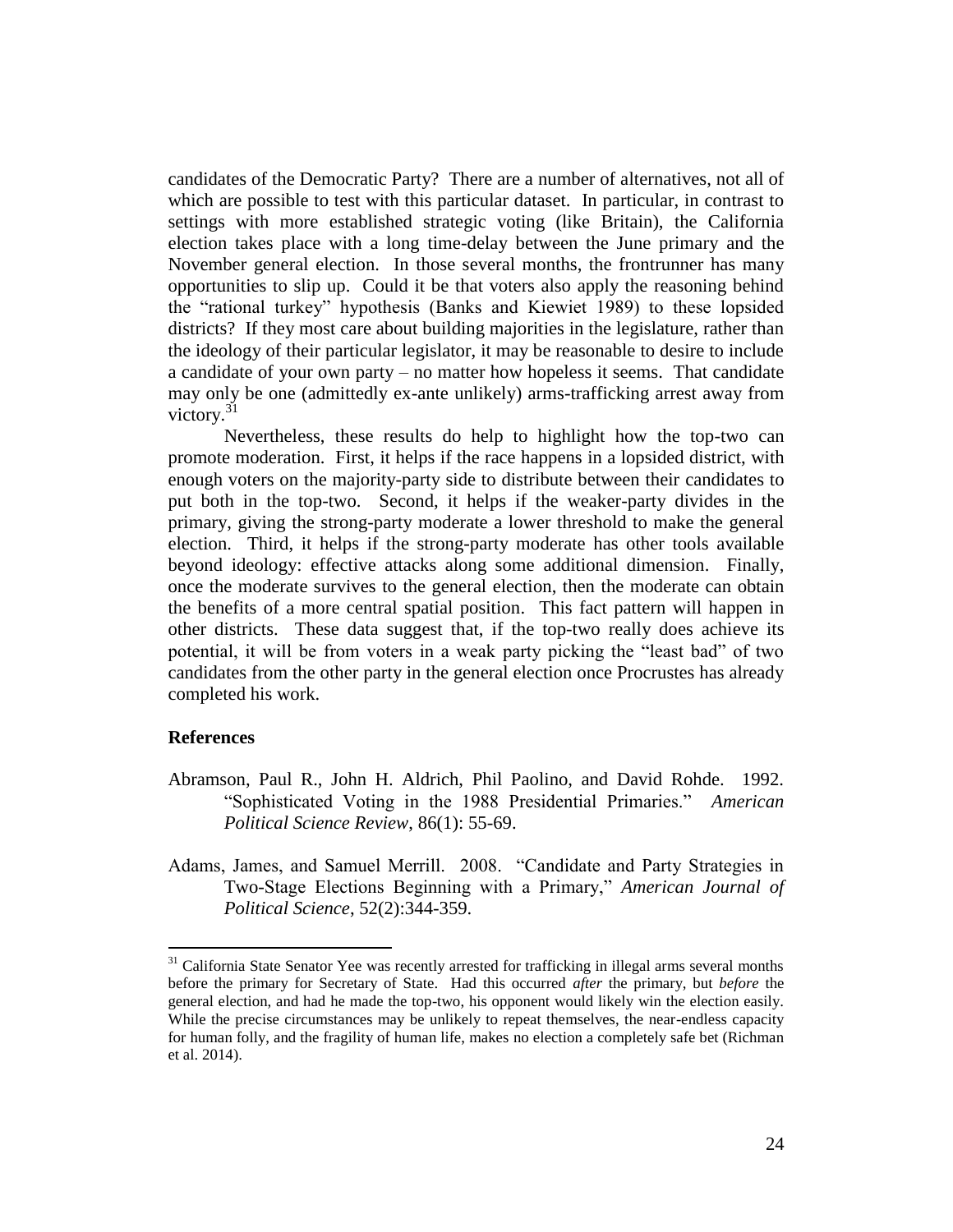candidates of the Democratic Party? There are a number of alternatives, not all of which are possible to test with this particular dataset. In particular, in contrast to settings with more established strategic voting (like Britain), the California election takes place with a long time-delay between the June primary and the November general election. In those several months, the frontrunner has many opportunities to slip up. Could it be that voters also apply the reasoning behind the "rational turkey" hypothesis (Banks and Kiewiet 1989) to these lopsided districts? If they most care about building majorities in the legislature, rather than the ideology of their particular legislator, it may be reasonable to desire to include a candidate of your own party – no matter how hopeless it seems. That candidate may only be one (admittedly ex-ante unlikely) arms-trafficking arrest away from victory.[31]

Nevertheless, these results do help to highlight how the top-two can promote moderation. First, it helps if the race happens in a lopsided district, with enough voters on the majority-party side to distribute between their candidates to put both in the top-two. Second, it helps if the weaker-party divides in the primary, giving the strong-party moderate a lower threshold to make the general election. Third, it helps if the strong-party moderate has other tools available beyond ideology: effective attacks along some additional dimension. Finally, once the moderate survives to the general election, then the moderate can obtain the benefits of a more central spatial position. This fact pattern will happen in other districts. These data suggest that, if the top-two really does achieve its potential, it will be from voters in a weak party picking the "least bad" of two candidates from the other party in the general election once Procrustes has already completed his work.

## References

Abramson, Paul R., John H. Aldrich, Phil Paolino, and David Rohde. 1992. "Sophisticated Voting in the 1988 Presidential Primaries." *American Political Science Review*, 86(1): 55-69.

Adams, James, and Samuel Merrill. 2008. "Candidate and Party Strategies in Two-Stage Elections Beginning with a Primary," *American Journal of Political Science*, 52(2):344-359.

---

[31] California State Senator Yee was recently arrested for trafficking in illegal arms several months before the primary for Secretary of State. Had this occurred *after* the primary, but *before* the general election, and had he made the top-two, his opponent would likely win the election easily. While the precise circumstances may be unlikely to repeat themselves, the near-endless capacity for human folly, and the fragility of human life, makes no election a completely safe bet (Richman et al. 2014).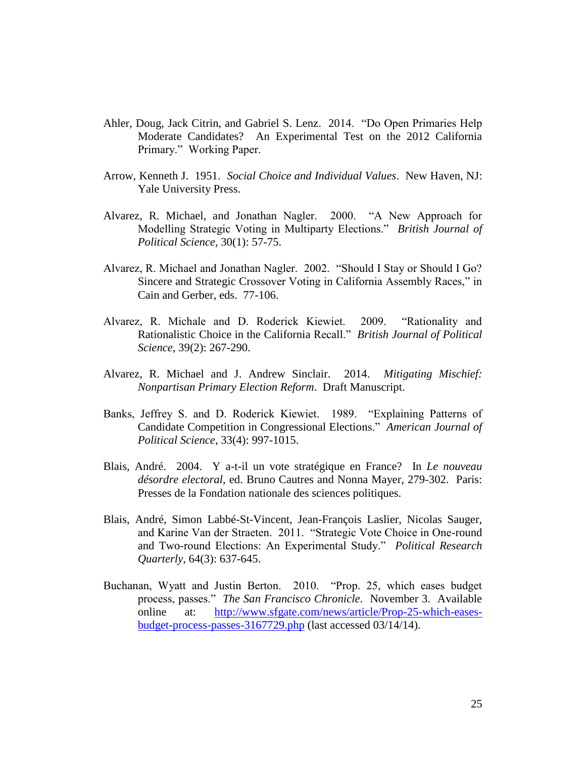Ahler, Doug, Jack Citrin, and Gabriel S. Lenz. 2014. "Do Open Primaries Help Moderate Candidates? An Experimental Test on the 2012 California Primary." Working Paper.

Arrow, Kenneth J. 1951. *Social Choice and Individual Values*. New Haven, NJ: Yale University Press.

Alvarez, R. Michael, and Jonathan Nagler. 2000. "A New Approach for Modelling Strategic Voting in Multiparty Elections." *British Journal of Political Science*, 30(1): 57-75.

Alvarez, R. Michael and Jonathan Nagler. 2002. "Should I Stay or Should I Go? Sincere and Strategic Crossover Voting in California Assembly Races," in Cain and Gerber, eds. 77-106.

Alvarez, R. Michale and D. Roderick Kiewiet. 2009. "Rationality and Rationalistic Choice in the California Recall." *British Journal of Political Science*, 39(2): 267-290.

Alvarez, R. Michael and J. Andrew Sinclair. 2014. *Mitigating Mischief: Nonpartisan Primary Election Reform*. Draft Manuscript.

Banks, Jeffrey S. and D. Roderick Kiewiet. 1989. "Explaining Patterns of Candidate Competition in Congressional Elections." *American Journal of Political Science*, 33(4): 997-1015.

Blais, André. 2004. Y a-t-il un vote stratégique en France? In *Le nouveau désordre electoral*, ed. Bruno Cautres and Nonna Mayer, 279-302. Paris: Presses de la Fondation nationale des sciences politiques.

Blais, André, Simon Labbé-St-Vincent, Jean-François Laslier, Nicolas Sauger, and Karine Van der Straeten. 2011. "Strategic Vote Choice in One-round and Two-round Elections: An Experimental Study." *Political Research Quarterly*, 64(3): 637-645.

Buchanan, Wyatt and Justin Berton. 2010. "Prop. 25, which eases budget process, passes." *The San Francisco Chronicle*. November 3. Available online at: http://www.sfgate.com/news/article/Prop-25-which-eases-budget-process-passes-3167729.php (last accessed 03/14/14).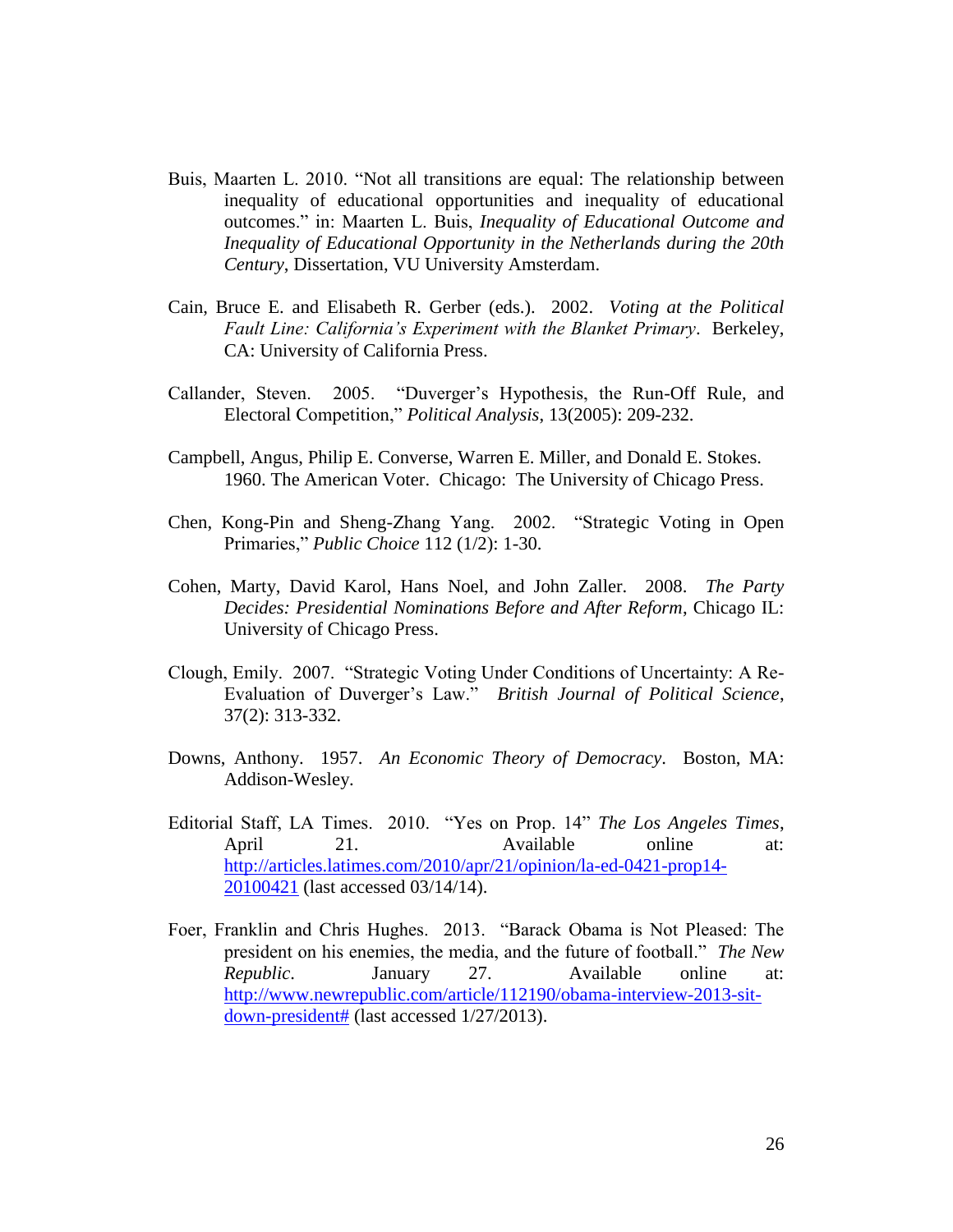Buis, Maarten L. 2010. "Not all transitions are equal: The relationship between inequality of educational opportunities and inequality of educational outcomes." in: Maarten L. Buis, *Inequality of Educational Outcome and Inequality of Educational Opportunity in the Netherlands during the 20th Century*, Dissertation, VU University Amsterdam.

Cain, Bruce E. and Elisabeth R. Gerber (eds.). 2002. *Voting at the Political Fault Line: California's Experiment with the Blanket Primary*. Berkeley, CA: University of California Press.

Callander, Steven. 2005. "Duverger's Hypothesis, the Run-Off Rule, and Electoral Competition," *Political Analysis*, 13(2005): 209-232.

Campbell, Angus, Philip E. Converse, Warren E. Miller, and Donald E. Stokes. 1960. The American Voter. Chicago: The University of Chicago Press.

Chen, Kong-Pin and Sheng-Zhang Yang. 2002. "Strategic Voting in Open Primaries," *Public Choice* 112 (1/2): 1-30.

Cohen, Marty, David Karol, Hans Noel, and John Zaller. 2008. *The Party Decides: Presidential Nominations Before and After Reform*, Chicago IL: University of Chicago Press.

Clough, Emily. 2007. "Strategic Voting Under Conditions of Uncertainty: A Re-Evaluation of Duverger's Law." *British Journal of Political Science*, 37(2): 313-332.

Downs, Anthony. 1957. *An Economic Theory of Democracy*. Boston, MA: Addison-Wesley.

Editorial Staff, LA Times. 2010. "Yes on Prop. 14" *The Los Angeles Times*, April 21. Available online at: http://articles.latimes.com/2010/apr/21/opinion/la-ed-0421-prop14-20100421 (last accessed 03/14/14).

Foer, Franklin and Chris Hughes. 2013. "Barack Obama is Not Pleased: The president on his enemies, the media, and the future of football." *The New Republic*. January 27. Available online at: http://www.newrepublic.com/article/112190/obama-interview-2013-sit-down-president# (last accessed 1/27/2013).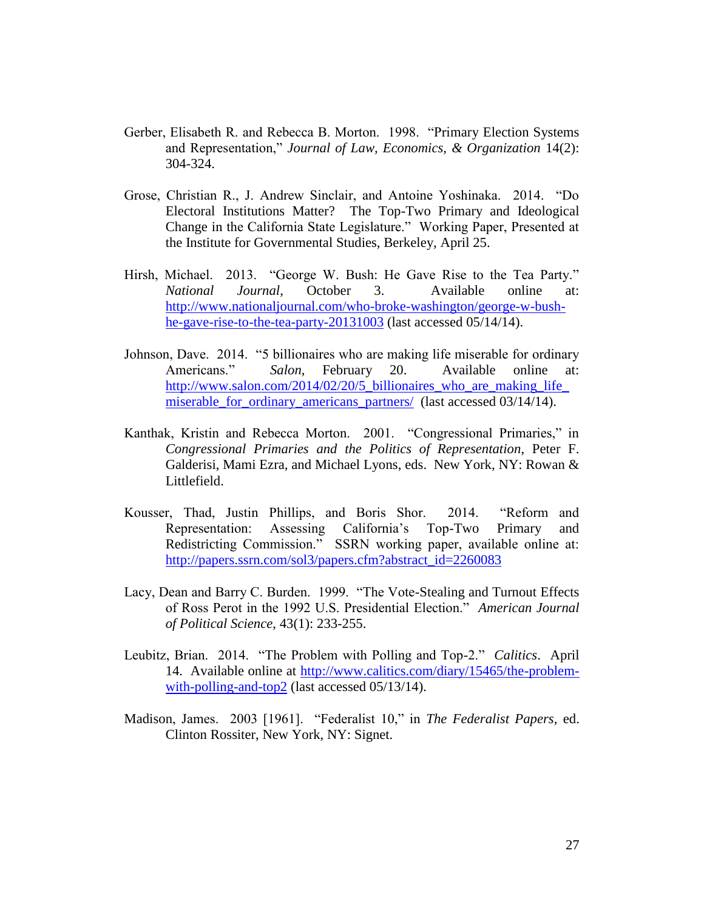Gerber, Elisabeth R. and Rebecca B. Morton. 1998. "Primary Election Systems and Representation," *Journal of Law, Economics, & Organization* 14(2): 304-324.

Grose, Christian R., J. Andrew Sinclair, and Antoine Yoshinaka. 2014. "Do Electoral Institutions Matter? The Top-Two Primary and Ideological Change in the California State Legislature." Working Paper, Presented at the Institute for Governmental Studies, Berkeley, April 25.

Hirsh, Michael. 2013. "George W. Bush: He Gave Rise to the Tea Party." *National Journal*, October 3. Available online at: [http://www.nationaljournal.com/who-broke-washington/george-w-bush-he-gave-rise-to-the-tea-party-20131003](http://www.nationaljournal.com/who-broke-washington/george-w-bush-he-gave-rise-to-the-tea-party-20131003) (last accessed 05/14/14).

Johnson, Dave. 2014. "5 billionaires who are making life miserable for ordinary Americans." *Salon*, February 20. Available online at: [http://www.salon.com/2014/02/20/5_billionaires_who_are_making_life_miserable_for_ordinary_americans_partners/](http://www.salon.com/2014/02/20/5_billionaires_who_are_making_life_miserable_for_ordinary_americans_partners/) (last accessed 03/14/14).

Kanthak, Kristin and Rebecca Morton. 2001. "Congressional Primaries," in *Congressional Primaries and the Politics of Representation*, Peter F. Galderisi, Mami Ezra, and Michael Lyons, eds. New York, NY: Rowan & Littlefield.

Kousser, Thad, Justin Phillips, and Boris Shor. 2014. "Reform and Representation: Assessing California's Top-Two Primary and Redistricting Commission." SSRN working paper, available online at: [http://papers.ssrn.com/sol3/papers.cfm?abstract_id=2260083](http://papers.ssrn.com/sol3/papers.cfm?abstract_id=2260083)

Lacy, Dean and Barry C. Burden. 1999. "The Vote-Stealing and Turnout Effects of Ross Perot in the 1992 U.S. Presidential Election." *American Journal of Political Science*, 43(1): 233-255.

Leubitz, Brian. 2014. "The Problem with Polling and Top-2." *Calitics*. April 14. Available online at [http://www.calitics.com/diary/15465/the-problem-with-polling-and-top2](http://www.calitics.com/diary/15465/the-problem-with-polling-and-top2) (last accessed 05/13/14).

Madison, James. 2003 [1961]. "Federalist 10," in *The Federalist Papers*, ed. Clinton Rossiter, New York, NY: Signet.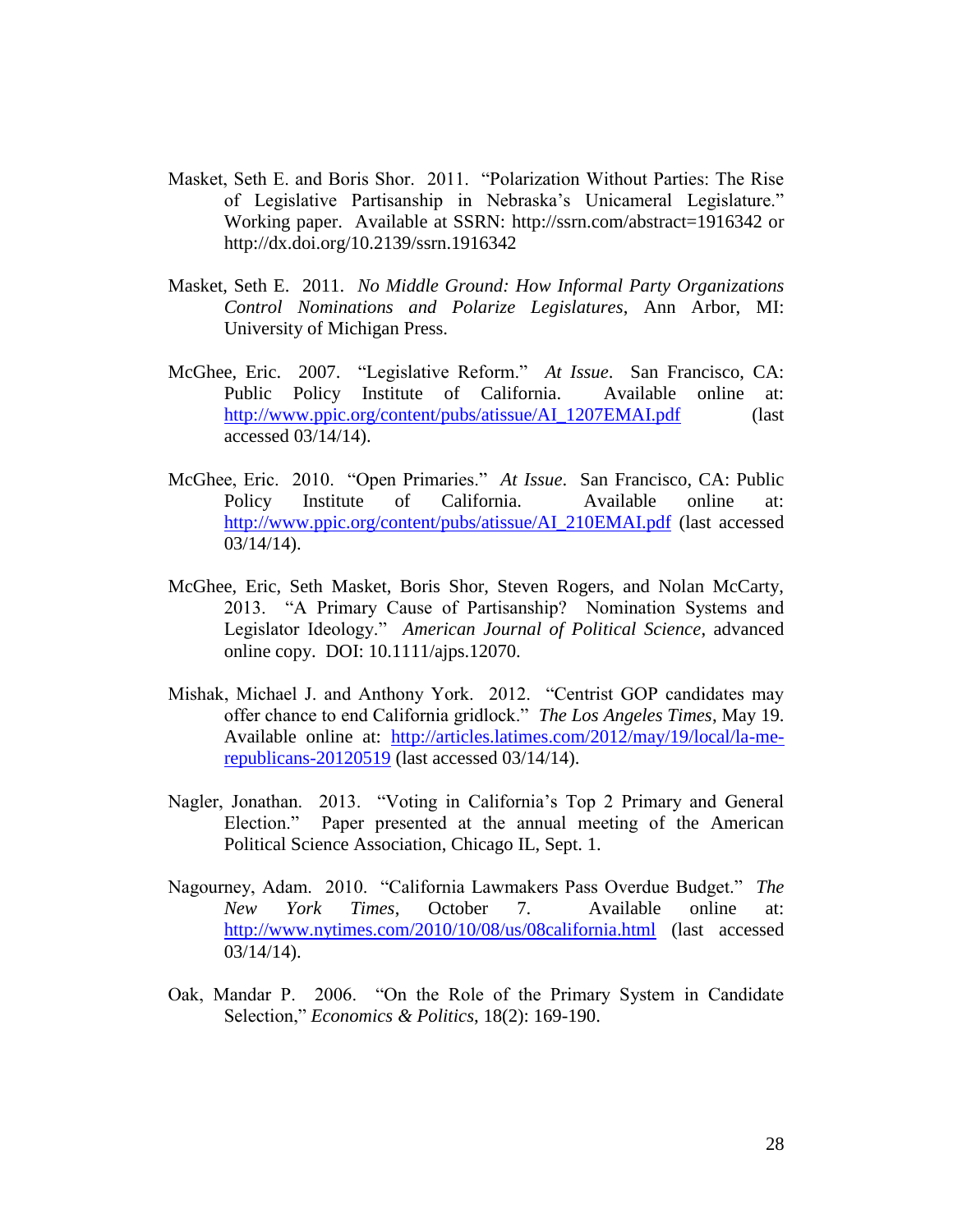Masket, Seth E. and Boris Shor. 2011. "Polarization Without Parties: The Rise of Legislative Partisanship in Nebraska's Unicameral Legislature." Working paper. Available at SSRN: http://ssrn.com/abstract=1916342 or http://dx.doi.org/10.2139/ssrn.1916342

Masket, Seth E. 2011. *No Middle Ground: How Informal Party Organizations Control Nominations and Polarize Legislatures*, Ann Arbor, MI: University of Michigan Press.

McGhee, Eric. 2007. "Legislative Reform." *At Issue*. San Francisco, CA: Public Policy Institute of California. Available online at: http://www.ppic.org/content/pubs/atissue/AI_1207EMAI.pdf (last accessed 03/14/14).

McGhee, Eric. 2010. "Open Primaries." *At Issue*. San Francisco, CA: Public Policy Institute of California. Available online at: http://www.ppic.org/content/pubs/atissue/AI_210EMAI.pdf (last accessed 03/14/14).

McGhee, Eric, Seth Masket, Boris Shor, Steven Rogers, and Nolan McCarty, 2013. "A Primary Cause of Partisanship? Nomination Systems and Legislator Ideology." *American Journal of Political Science*, advanced online copy. DOI: 10.1111/ajps.12070.

Mishak, Michael J. and Anthony York. 2012. "Centrist GOP candidates may offer chance to end California gridlock." *The Los Angeles Times*, May 19. Available online at: http://articles.latimes.com/2012/may/19/local/la-me-republicans-20120519 (last accessed 03/14/14).

Nagler, Jonathan. 2013. "Voting in California's Top 2 Primary and General Election." Paper presented at the annual meeting of the American Political Science Association, Chicago IL, Sept. 1.

Nagourney, Adam. 2010. "California Lawmakers Pass Overdue Budget." *The New York Times*, October 7. Available online at: http://www.nytimes.com/2010/10/08/us/08california.html (last accessed 03/14/14).

Oak, Mandar P. 2006. "On the Role of the Primary System in Candidate Selection," *Economics & Politics*, 18(2): 169-190.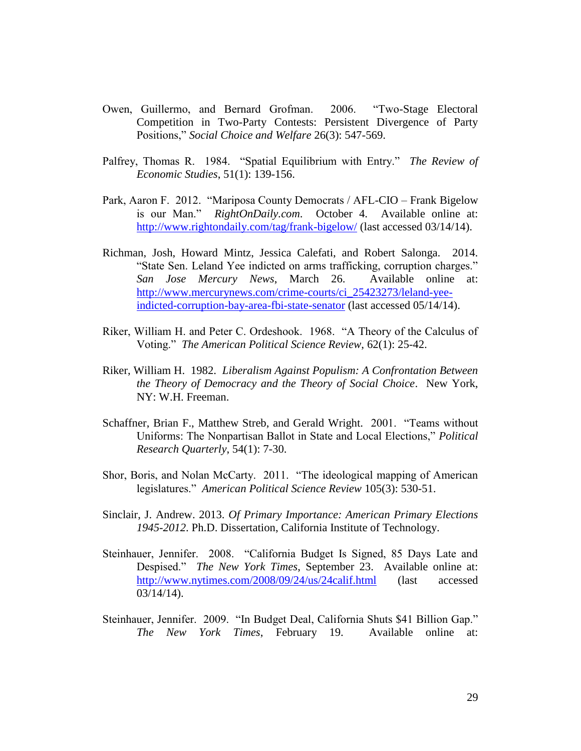Owen, Guillermo, and Bernard Grofman. 2006. "Two-Stage Electoral Competition in Two-Party Contests: Persistent Divergence of Party Positions," *Social Choice and Welfare* 26(3): 547-569.

Palfrey, Thomas R. 1984. "Spatial Equilibrium with Entry." *The Review of Economic Studies*, 51(1): 139-156.

Park, Aaron F. 2012. "Mariposa County Democrats / AFL-CIO – Frank Bigelow is our Man." *RightOnDaily.com*. October 4. Available online at: http://www.rightondaily.com/tag/frank-bigelow/ (last accessed 03/14/14).

Richman, Josh, Howard Mintz, Jessica Calefati, and Robert Salonga. 2014. "State Sen. Leland Yee indicted on arms trafficking, corruption charges." *San Jose Mercury News*, March 26. Available online at: http://www.mercurynews.com/crime-courts/ci_25423273/leland-yee-indicted-corruption-bay-area-fbi-state-senator (last accessed 05/14/14).

Riker, William H. and Peter C. Ordeshook. 1968. "A Theory of the Calculus of Voting." *The American Political Science Review*, 62(1): 25-42.

Riker, William H. 1982. *Liberalism Against Populism: A Confrontation Between the Theory of Democracy and the Theory of Social Choice*. New York, NY: W.H. Freeman.

Schaffner, Brian F., Matthew Streb, and Gerald Wright. 2001. "Teams without Uniforms: The Nonpartisan Ballot in State and Local Elections," *Political Research Quarterly*, 54(1): 7-30.

Shor, Boris, and Nolan McCarty. 2011. "The ideological mapping of American legislatures." *American Political Science Review* 105(3): 530-51.

Sinclair, J. Andrew. 2013. *Of Primary Importance: American Primary Elections 1945-2012*. Ph.D. Dissertation, California Institute of Technology.

Steinhauer, Jennifer. 2008. "California Budget Is Signed, 85 Days Late and Despised." *The New York Times*, September 23. Available online at: http://www.nytimes.com/2008/09/24/us/24calif.html (last accessed 03/14/14).

Steinhauer, Jennifer. 2009. "In Budget Deal, California Shuts $41 Billion Gap." *The New York Times*, February 19. Available online at: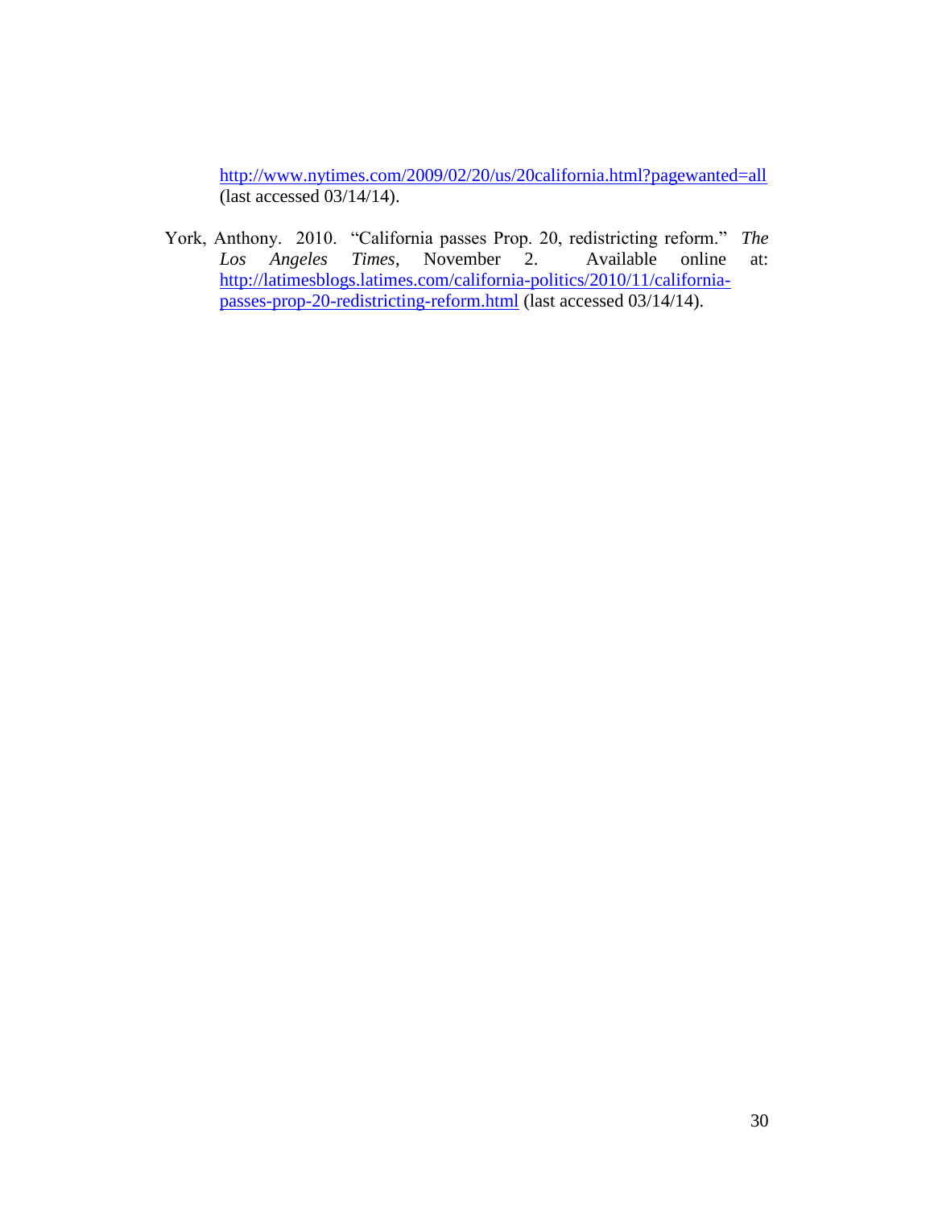http://www.nytimes.com/2009/02/20/us/20california.html?pagewanted=all (last accessed 03/14/14).

York, Anthony. 2010. "California passes Prop. 20, redistricting reform." *The Los Angeles Times*, November 2. Available online at: http://latimesblogs.latimes.com/california-politics/2010/11/california-passes-prop-20-redistricting-reform.html (last accessed 03/14/14).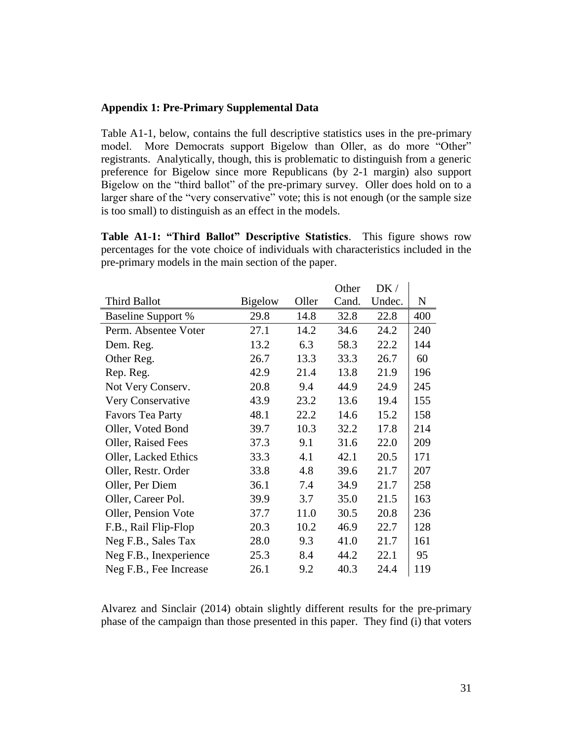### Appendix 1: Pre-Primary Supplemental Data

Table A1-1, below, contains the full descriptive statistics uses in the pre-primary model. More Democrats support Bigelow than Oller, as do more "Other" registrants. Analytically, though, this is problematic to distinguish from a generic preference for Bigelow since more Republicans (by 2-1 margin) also support Bigelow on the "third ballot" of the pre-primary survey. Oller does hold on to a larger share of the "very conservative" vote; this is not enough (or the sample size is too small) to distinguish as an effect in the models.

**Table A1-1: "Third Ballot" Descriptive Statistics**. This figure shows row percentages for the vote choice of individuals with characteristics included in the pre-primary models in the main section of the paper.

| Third Ballot | Bigelow | Oller | Other Cand. | DK / Undec. | N |
|---|---|---|---|---|---|
| Baseline Support % | 29.8 | 14.8 | 32.8 | 22.8 | 400 |
| Perm. Absentee Voter | 27.1 | 14.2 | 34.6 | 24.2 | 240 |
| Dem. Reg. | 13.2 | 6.3 | 58.3 | 22.2 | 144 |
| Other Reg. | 26.7 | 13.3 | 33.3 | 26.7 | 60 |
| Rep. Reg. | 42.9 | 21.4 | 13.8 | 21.9 | 196 |
| Not Very Conserv. | 20.8 | 9.4 | 44.9 | 24.9 | 245 |
| Very Conservative | 43.9 | 23.2 | 13.6 | 19.4 | 155 |
| Favors Tea Party | 48.1 | 22.2 | 14.6 | 15.2 | 158 |
| Oller, Voted Bond | 39.7 | 10.3 | 32.2 | 17.8 | 214 |
| Oller, Raised Fees | 37.3 | 9.1 | 31.6 | 22.0 | 209 |
| Oller, Lacked Ethics | 33.3 | 4.1 | 42.1 | 20.5 | 171 |
| Oller, Restr. Order | 33.8 | 4.8 | 39.6 | 21.7 | 207 |
| Oller, Per Diem | 36.1 | 7.4 | 34.9 | 21.7 | 258 |
| Oller, Career Pol. | 39.9 | 3.7 | 35.0 | 21.5 | 163 |
| Oller, Pension Vote | 37.7 | 11.0 | 30.5 | 20.8 | 236 |
| F.B., Rail Flip-Flop | 20.3 | 10.2 | 46.9 | 22.7 | 128 |
| Neg F.B., Sales Tax | 28.0 | 9.3 | 41.0 | 21.7 | 161 |
| Neg F.B., Inexperience | 25.3 | 8.4 | 44.2 | 22.1 | 95 |
| Neg F.B., Fee Increase | 26.1 | 9.2 | 40.3 | 24.4 | 119 |

Alvarez and Sinclair (2014) obtain slightly different results for the pre-primary phase of the campaign than those presented in this paper. They find (i) that voters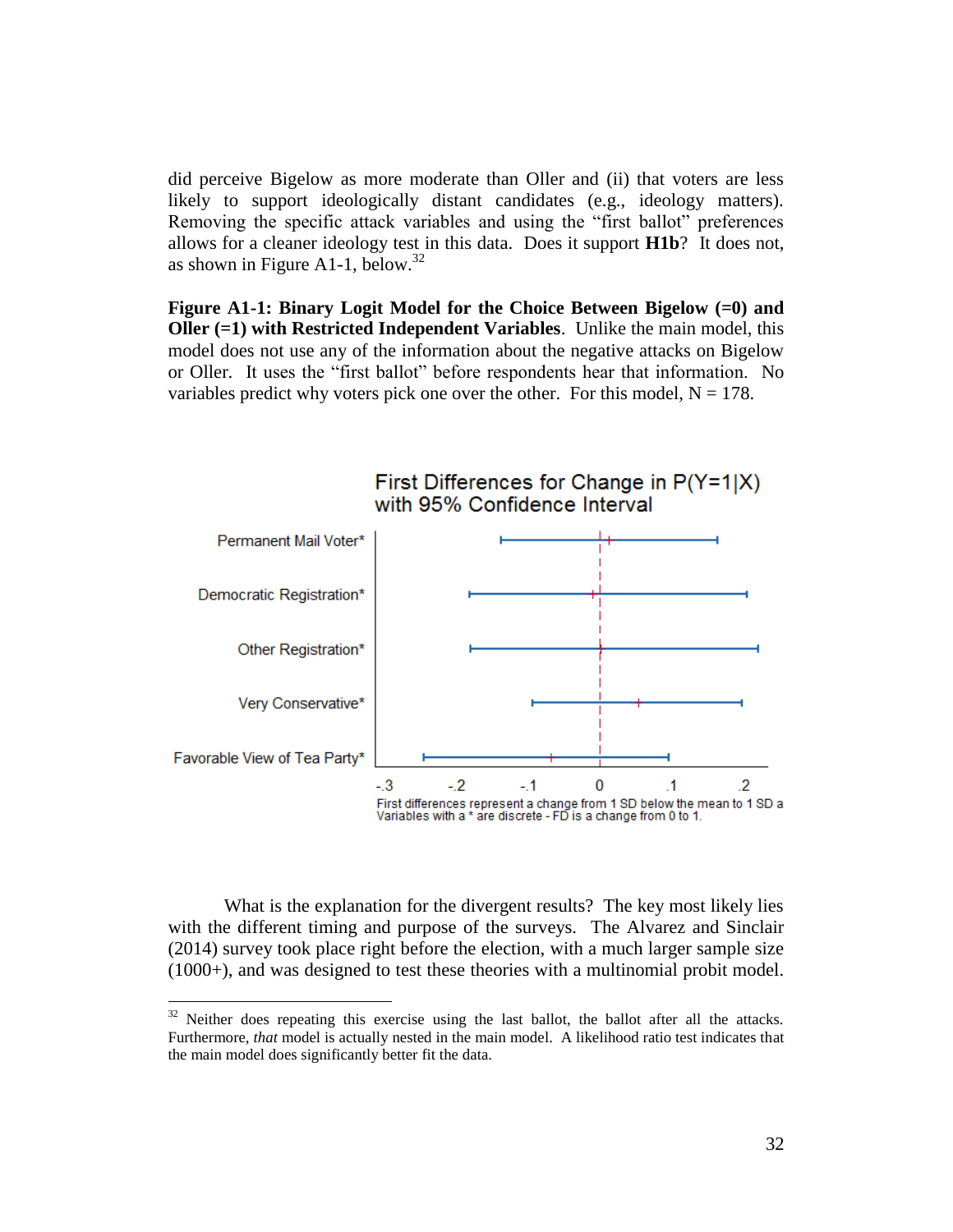did perceive Bigelow as more moderate than Oller and (ii) that voters are less likely to support ideologically distant candidates (e.g., ideology matters). Removing the specific attack variables and using the "first ballot" preferences allows for a cleaner ideology test in this data. Does it support **H1b**? It does not, as shown in Figure A1-1, below.[32]

**Figure A1-1: Binary Logit Model for the Choice Between Bigelow (=0) and Oller (=1) with Restricted Independent Variables**. Unlike the main model, this model does not use any of the information about the negative attacks on Bigelow or Oller. It uses the "first ballot" before respondents hear that information. No variables predict why voters pick one over the other. For this model, N = 178.

First Differences for Change in P(Y=1|X) with 95% Confidence Interval

Permanent Mail Voter*

Democratic Registration*

Other Registration*

Very Conservative*

Favorable View of Tea Party*

-.3 -.2 -.1 0 .1 .2

First differences represent a change from 1 SD below the mean to 1 SD a
Variables with a * are discrete - FD is a change from 0 to 1.

What is the explanation for the divergent results? The key most likely lies with the different timing and purpose of the surveys. The Alvarez and Sinclair (2014) survey took place right before the election, with a much larger sample size (1000+), and was designed to test these theories with a multinomial probit model.

[32] Neither does repeating this exercise using the last ballot, the ballot after all the attacks. Furthermore, *that* model is actually nested in the main model. A likelihood ratio test indicates that the main model does significantly better fit the data.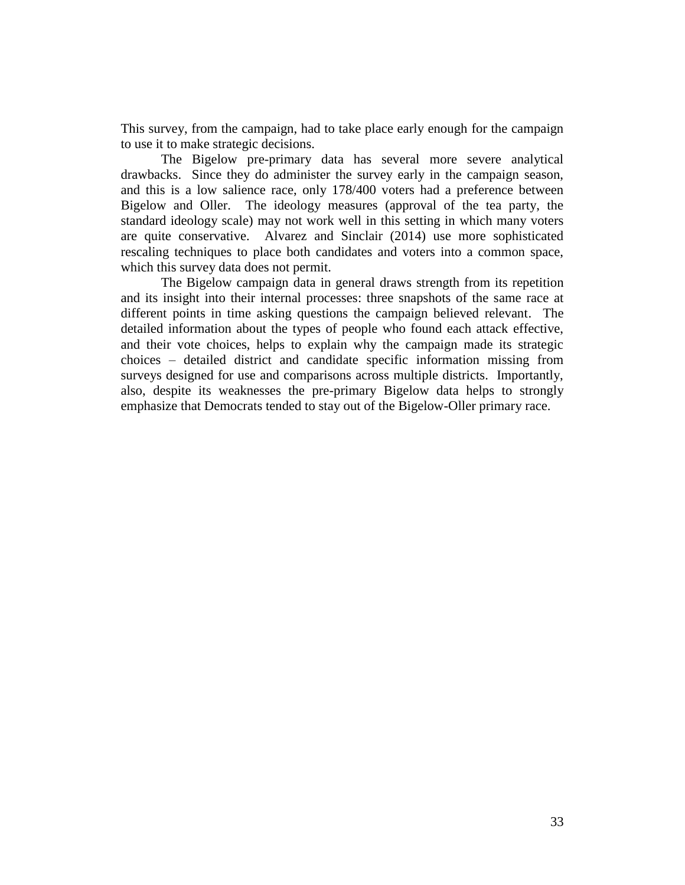This survey, from the campaign, had to take place early enough for the campaign to use it to make strategic decisions.

The Bigelow pre-primary data has several more severe analytical drawbacks. Since they do administer the survey early in the campaign season, and this is a low salience race, only 178/400 voters had a preference between Bigelow and Oller. The ideology measures (approval of the tea party, the standard ideology scale) may not work well in this setting in which many voters are quite conservative. Alvarez and Sinclair (2014) use more sophisticated rescaling techniques to place both candidates and voters into a common space, which this survey data does not permit.

The Bigelow campaign data in general draws strength from its repetition and its insight into their internal processes: three snapshots of the same race at different points in time asking questions the campaign believed relevant. The detailed information about the types of people who found each attack effective, and their vote choices, helps to explain why the campaign made its strategic choices – detailed district and candidate specific information missing from surveys designed for use and comparisons across multiple districts. Importantly, also, despite its weaknesses the pre-primary Bigelow data helps to strongly emphasize that Democrats tended to stay out of the Bigelow-Oller primary race.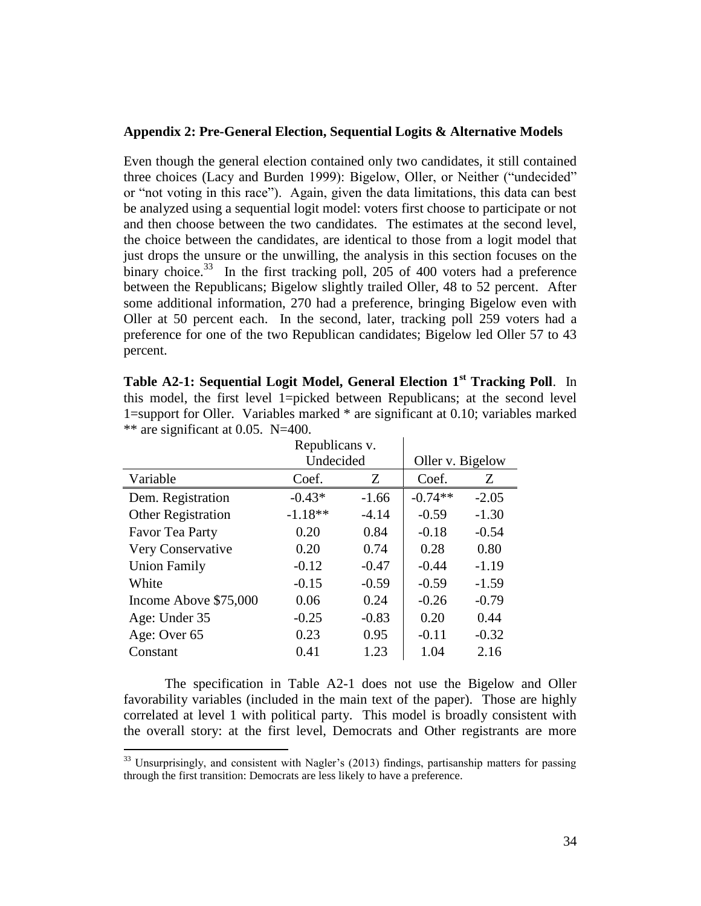## Appendix 2: Pre-General Election, Sequential Logits & Alternative Models

Even though the general election contained only two candidates, it still contained three choices (Lacy and Burden 1999): Bigelow, Oller, or Neither ("undecided" or "not voting in this race"). Again, given the data limitations, this data can best be analyzed using a sequential logit model: voters first choose to participate or not and then choose between the two candidates. The estimates at the second level, the choice between the candidates, are identical to those from a logit model that just drops the unsure or the unwilling, the analysis in this section focuses on the binary choice.[33] In the first tracking poll, 205 of 400 voters had a preference between the Republicans; Bigelow slightly trailed Oller, 48 to 52 percent. After some additional information, 270 had a preference, bringing Bigelow even with Oller at 50 percent each. In the second, later, tracking poll 259 voters had a preference for one of the two Republican candidates; Bigelow led Oller 57 to 43 percent.

**Table A2-1: Sequential Logit Model, General Election 1st Tracking Poll**. In this model, the first level 1=picked between Republicans; at the second level 1=support for Oller. Variables marked * are significant at 0.10; variables marked ** are significant at 0.05. N=400.

| | Republicans v. Undecided | | Oller v. Bigelow | |
|---|---|---|---|---|
| Variable | Coef. | Z | Coef. | Z |
| Dem. Registration | -0.43* | -1.66 | -0.74** | -2.05 |
| Other Registration | -1.18** | -4.14 | -0.59 | -1.30 |
| Favor Tea Party | 0.20 | 0.84 | -0.18 | -0.54 |
| Very Conservative | 0.20 | 0.74 | 0.28 | 0.80 |
| Union Family | -0.12 | -0.47 | -0.44 | -1.19 |
| White | -0.15 | -0.59 | -0.59 | -1.59 |
| Income Above $75,000 | 0.06 | 0.24 | -0.26 | -0.79 |
| Age: Under 35 | -0.25 | -0.83 | 0.20 | 0.44 |
| Age: Over 65 | 0.23 | 0.95 | -0.11 | -0.32 |
| Constant | 0.41 | 1.23 | 1.04 | 2.16 |

The specification in Table A2-1 does not use the Bigelow and Oller favorability variables (included in the main text of the paper). Those are highly correlated at level 1 with political party. This model is broadly consistent with the overall story: at the first level, Democrats and Other registrants are more

[33] Unsurprisingly, and consistent with Nagler's (2013) findings, partisanship matters for passing through the first transition: Democrats are less likely to have a preference.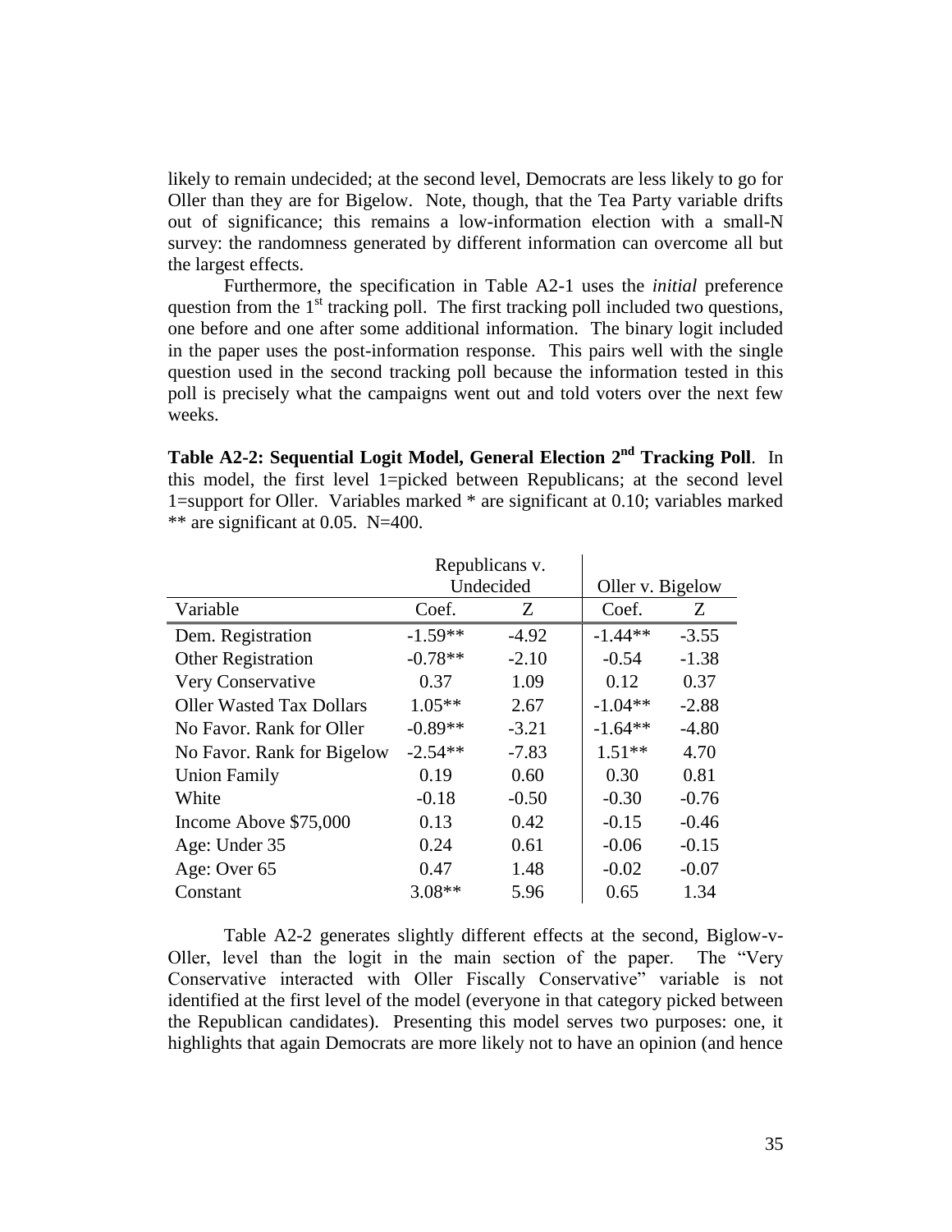likely to remain undecided; at the second level, Democrats are less likely to go for Oller than they are for Bigelow. Note, though, that the Tea Party variable drifts out of significance; this remains a low-information election with a small-N survey: the randomness generated by different information can overcome all but the largest effects.

Furthermore, the specification in Table A2-1 uses the *initial* preference question from the 1st tracking poll. The first tracking poll included two questions, one before and one after some additional information. The binary logit included in the paper uses the post-information response. This pairs well with the single question used in the second tracking poll because the information tested in this poll is precisely what the campaigns went out and told voters over the next few weeks.

**Table A2-2: Sequential Logit Model, General Election 2nd Tracking Poll**. In this model, the first level 1=picked between Republicans; at the second level 1=support for Oller. Variables marked * are significant at 0.10; variables marked ** are significant at 0.05. N=400.

| | Republicans v. Undecided | | Oller v. Bigelow | |
|---|---|---|---|---|
| Variable | Coef. | Z | Coef. | Z |
| Dem. Registration | -1.59** | -4.92 | -1.44** | -3.55 |
| Other Registration | -0.78** | -2.10 | -0.54 | -1.38 |
| Very Conservative | 0.37 | 1.09 | 0.12 | 0.37 |
| Oller Wasted Tax Dollars | 1.05** | 2.67 | -1.04** | -2.88 |
| No Favor. Rank for Oller | -0.89** | -3.21 | -1.64** | -4.80 |
| No Favor. Rank for Bigelow | -2.54** | -7.83 | 1.51** | 4.70 |
| Union Family | 0.19 | 0.60 | 0.30 | 0.81 |
| White | -0.18 | -0.50 | -0.30 | -0.76 |
| Income Above $75,000 | 0.13 | 0.42 | -0.15 | -0.46 |
| Age: Under 35 | 0.24 | 0.61 | -0.06 | -0.15 |
| Age: Over 65 | 0.47 | 1.48 | -0.02 | -0.07 |
| Constant | 3.08** | 5.96 | 0.65 | 1.34 |

Table A2-2 generates slightly different effects at the second, Biglow-v-Oller, level than the logit in the main section of the paper. The "Very Conservative interacted with Oller Fiscally Conservative" variable is not identified at the first level of the model (everyone in that category picked between the Republican candidates). Presenting this model serves two purposes: one, it highlights that again Democrats are more likely not to have an opinion (and hence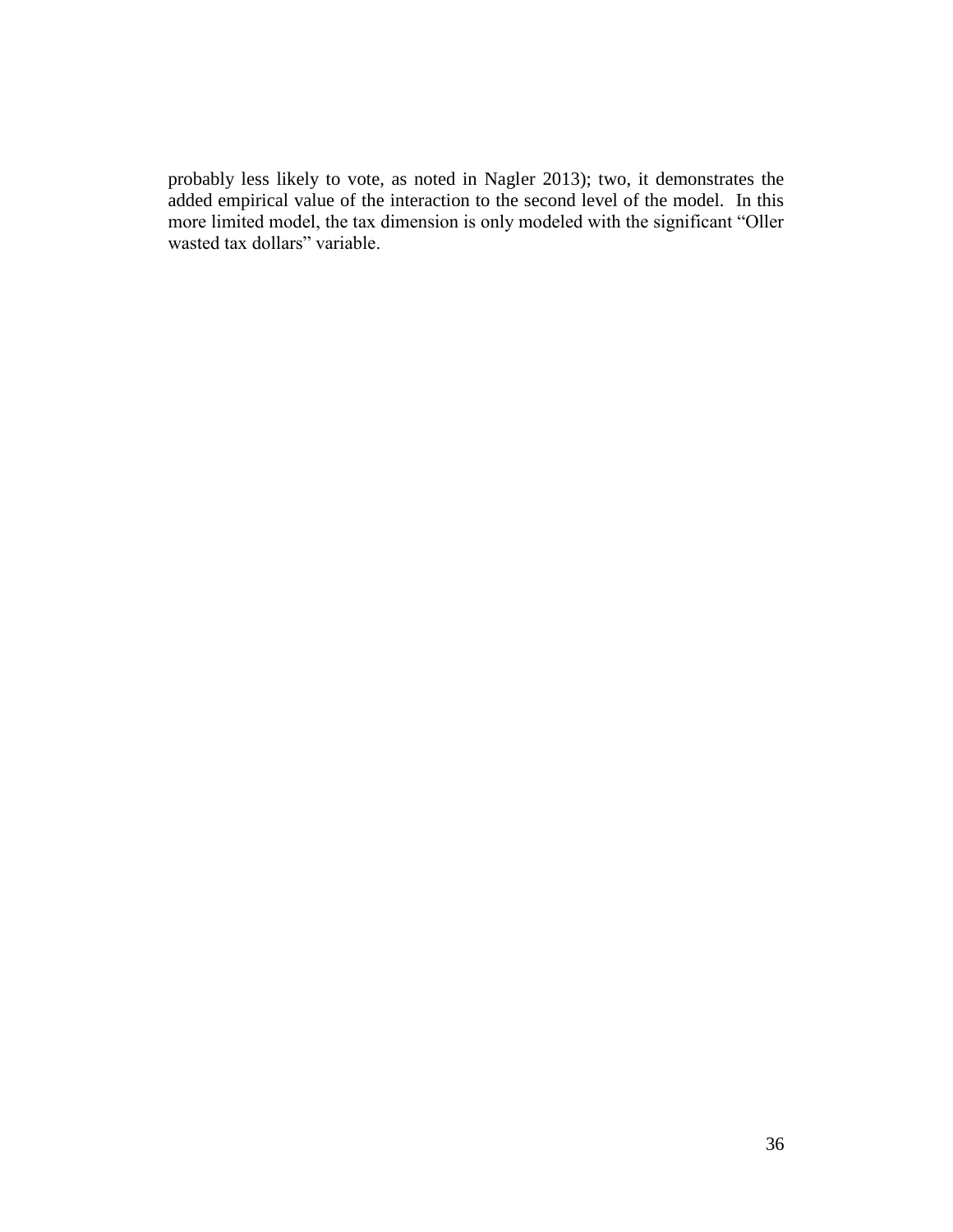probably less likely to vote, as noted in Nagler 2013); two, it demonstrates the added empirical value of the interaction to the second level of the model. In this more limited model, the tax dimension is only modeled with the significant "Oller wasted tax dollars" variable.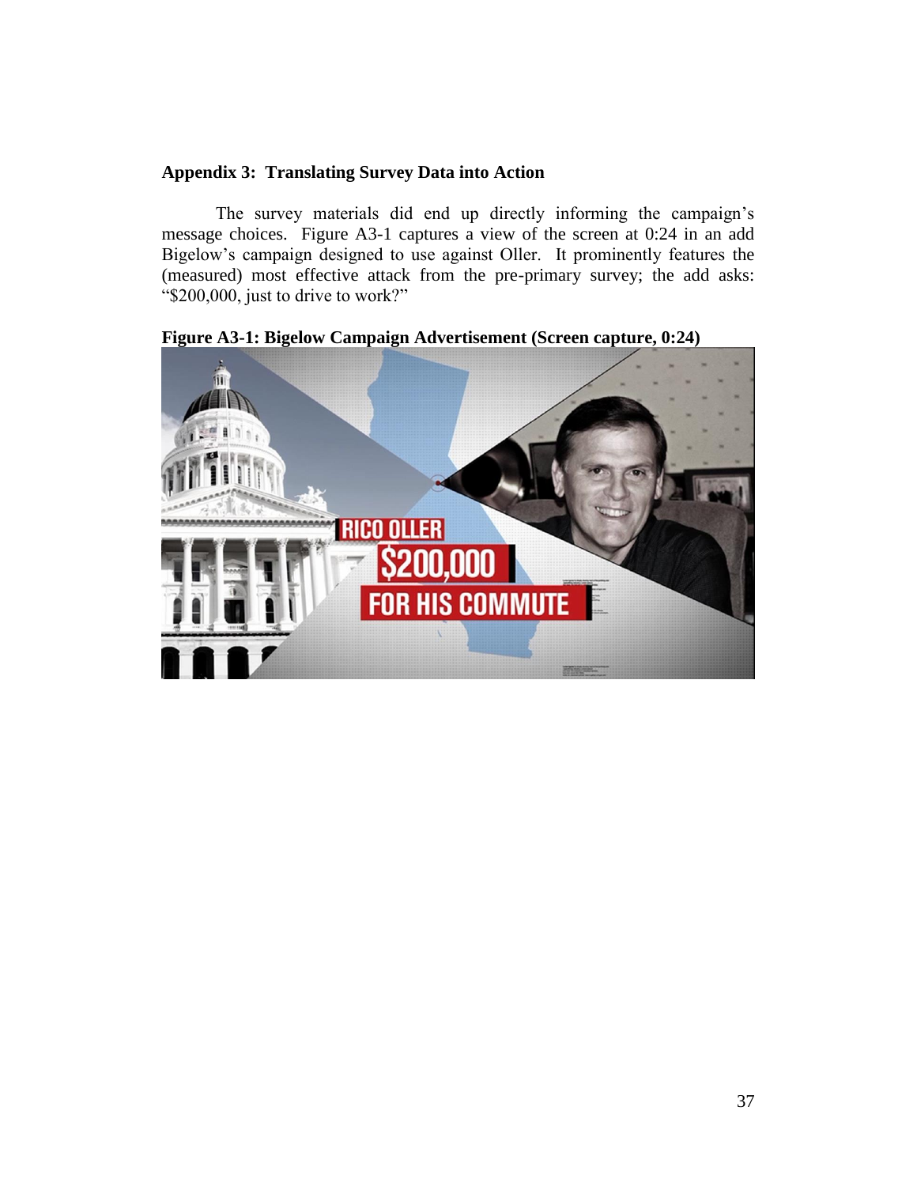## Appendix 3: Translating Survey Data into Action

The survey materials did end up directly informing the campaign's message choices. Figure A3-1 captures a view of the screen at 0:24 in an add Bigelow's campaign designed to use against Oller. It prominently features the (measured) most effective attack from the pre-primary survey; the add asks: "$200,000, just to drive to work?"

**Figure A3-1: Bigelow Campaign Advertisement (Screen capture, 0:24)**

RICO OLLER

$200,000

FOR HIS COMMUTE